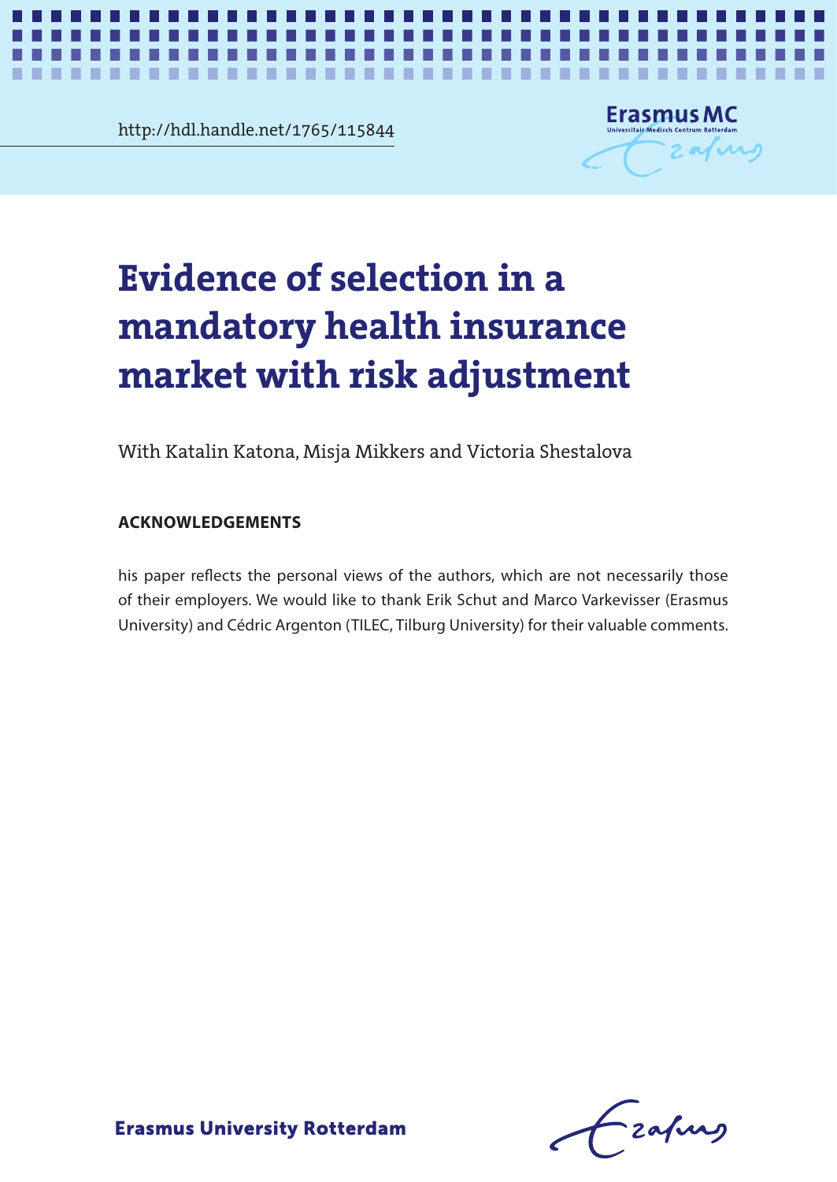http://hdl.handle.net/1765/115844

# Evidence of selection in a mandatory health insurance market with risk adjustment

With Katalin Katona, Misja Mikkers and Victoria Shestalova

**ACKNOWLEDGEMENTS**

his paper reflects the personal views of the authors, which are not necessarily those of their employers. We would like to thank Erik Schut and Marco Varkevisser (Erasmus University) and Cédric Argenton (TILEC, Tilburg University) for their valuable comments.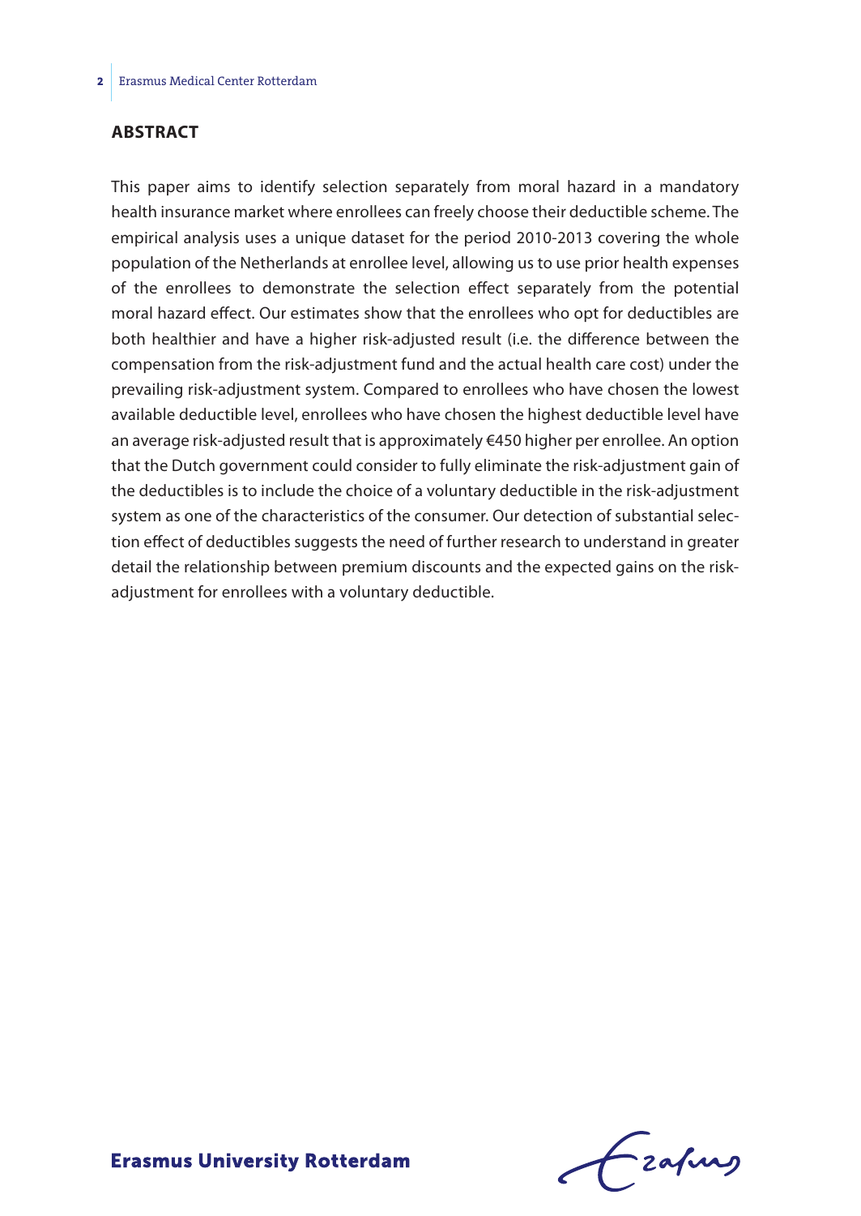## ABSTRACT

This paper aims to identify selection separately from moral hazard in a mandatory health insurance market where enrollees can freely choose their deductible scheme. The empirical analysis uses a unique dataset for the period 2010-2013 covering the whole population of the Netherlands at enrollee level, allowing us to use prior health expenses of the enrollees to demonstrate the selection effect separately from the potential moral hazard effect. Our estimates show that the enrollees who opt for deductibles are both healthier and have a higher risk-adjusted result (i.e. the difference between the compensation from the risk-adjustment fund and the actual health care cost) under the prevailing risk-adjustment system. Compared to enrollees who have chosen the lowest available deductible level, enrollees who have chosen the highest deductible level have an average risk-adjusted result that is approximately €450 higher per enrollee. An option that the Dutch government could consider to fully eliminate the risk-adjustment gain of the deductibles is to include the choice of a voluntary deductible in the risk-adjustment system as one of the characteristics of the consumer. Our detection of substantial selection effect of deductibles suggests the need of further research to understand in greater detail the relationship between premium discounts and the expected gains on the risk-adjustment for enrollees with a voluntary deductible.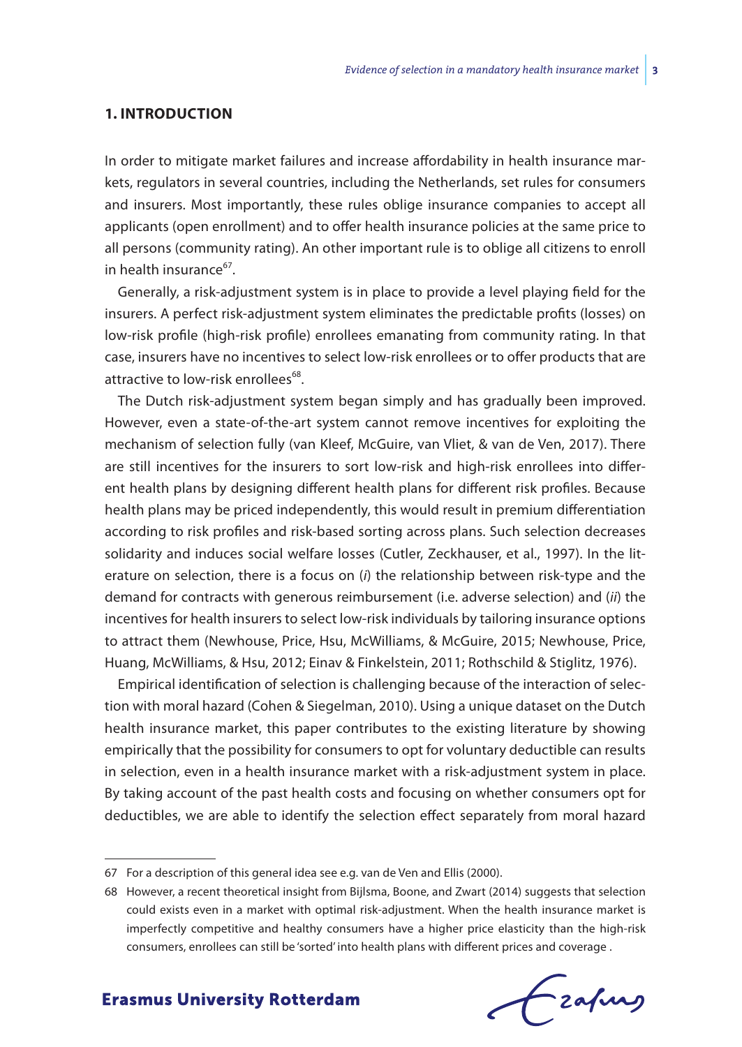## 1. INTRODUCTION

In order to mitigate market failures and increase affordability in health insurance markets, regulators in several countries, including the Netherlands, set rules for consumers and insurers. Most importantly, these rules oblige insurance companies to accept all applicants (open enrollment) and to offer health insurance policies at the same price to all persons (community rating). An other important rule is to oblige all citizens to enroll in health insurance[67].

Generally, a risk-adjustment system is in place to provide a level playing field for the insurers. A perfect risk-adjustment system eliminates the predictable profits (losses) on low-risk profile (high-risk profile) enrollees emanating from community rating. In that case, insurers have no incentives to select low-risk enrollees or to offer products that are attractive to low-risk enrollees[68].

The Dutch risk-adjustment system began simply and has gradually been improved. However, even a state-of-the-art system cannot remove incentives for exploiting the mechanism of selection fully (van Kleef, McGuire, van Vliet, & van de Ven, 2017). There are still incentives for the insurers to sort low-risk and high-risk enrollees into different health plans by designing different health plans for different risk profiles. Because health plans may be priced independently, this would result in premium differentiation according to risk profiles and risk-based sorting across plans. Such selection decreases solidarity and induces social welfare losses (Cutler, Zeckhauser, et al., 1997). In the literature on selection, there is a focus on (*i*) the relationship between risk-type and the demand for contracts with generous reimbursement (i.e. adverse selection) and (*ii*) the incentives for health insurers to select low-risk individuals by tailoring insurance options to attract them (Newhouse, Price, Hsu, McWilliams, & McGuire, 2015; Newhouse, Price, Huang, McWilliams, & Hsu, 2012; Einav & Finkelstein, 2011; Rothschild & Stiglitz, 1976).

Empirical identification of selection is challenging because of the interaction of selection with moral hazard (Cohen & Siegelman, 2010). Using a unique dataset on the Dutch health insurance market, this paper contributes to the existing literature by showing empirically that the possibility for consumers to opt for voluntary deductible can results in selection, even in a health insurance market with a risk-adjustment system in place. By taking account of the past health costs and focusing on whether consumers opt for deductibles, we are able to identify the selection effect separately from moral hazard

---

67 For a description of this general idea see e.g. van de Ven and Ellis (2000).

68 However, a recent theoretical insight from Bijlsma, Boone, and Zwart (2014) suggests that selection could exists even in a market with optimal risk-adjustment. When the health insurance market is imperfectly competitive and healthy consumers have a higher price elasticity than the high-risk consumers, enrollees can still be 'sorted' into health plans with different prices and coverage .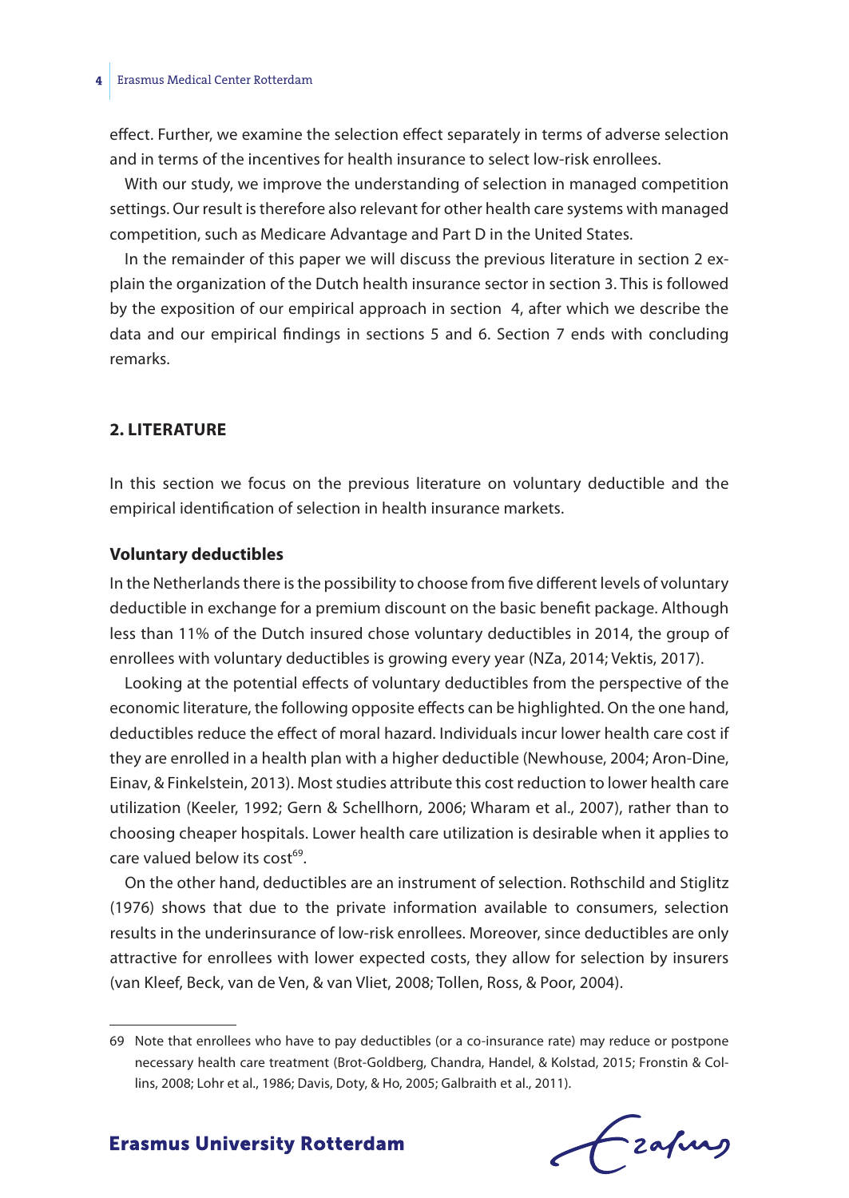effect. Further, we examine the selection effect separately in terms of adverse selection and in terms of the incentives for health insurance to select low-risk enrollees.

With our study, we improve the understanding of selection in managed competition settings. Our result is therefore also relevant for other health care systems with managed competition, such as Medicare Advantage and Part D in the United States.

In the remainder of this paper we will discuss the previous literature in section 2 explain the organization of the Dutch health insurance sector in section 3. This is followed by the exposition of our empirical approach in section 4, after which we describe the data and our empirical findings in sections 5 and 6. Section 7 ends with concluding remarks.

## 2. LITERATURE

In this section we focus on the previous literature on voluntary deductible and the empirical identification of selection in health insurance markets.

### Voluntary deductibles

In the Netherlands there is the possibility to choose from five different levels of voluntary deductible in exchange for a premium discount on the basic benefit package. Although less than 11% of the Dutch insured chose voluntary deductibles in 2014, the group of enrollees with voluntary deductibles is growing every year (NZa, 2014; Vektis, 2017).

Looking at the potential effects of voluntary deductibles from the perspective of the economic literature, the following opposite effects can be highlighted. On the one hand, deductibles reduce the effect of moral hazard. Individuals incur lower health care cost if they are enrolled in a health plan with a higher deductible (Newhouse, 2004; Aron-Dine, Einav, & Finkelstein, 2013). Most studies attribute this cost reduction to lower health care utilization (Keeler, 1992; Gern & Schellhorn, 2006; Wharam et al., 2007), rather than to choosing cheaper hospitals. Lower health care utilization is desirable when it applies to care valued below its cost[69].

On the other hand, deductibles are an instrument of selection. Rothschild and Stiglitz (1976) shows that due to the private information available to consumers, selection results in the underinsurance of low-risk enrollees. Moreover, since deductibles are only attractive for enrollees with lower expected costs, they allow for selection by insurers (van Kleef, Beck, van de Ven, & van Vliet, 2008; Tollen, Ross, & Poor, 2004).

---

69 Note that enrollees who have to pay deductibles (or a co-insurance rate) may reduce or postpone necessary health care treatment (Brot-Goldberg, Chandra, Handel, & Kolstad, 2015; Fronstin & Collins, 2008; Lohr et al., 1986; Davis, Doty, & Ho, 2005; Galbraith et al., 2011).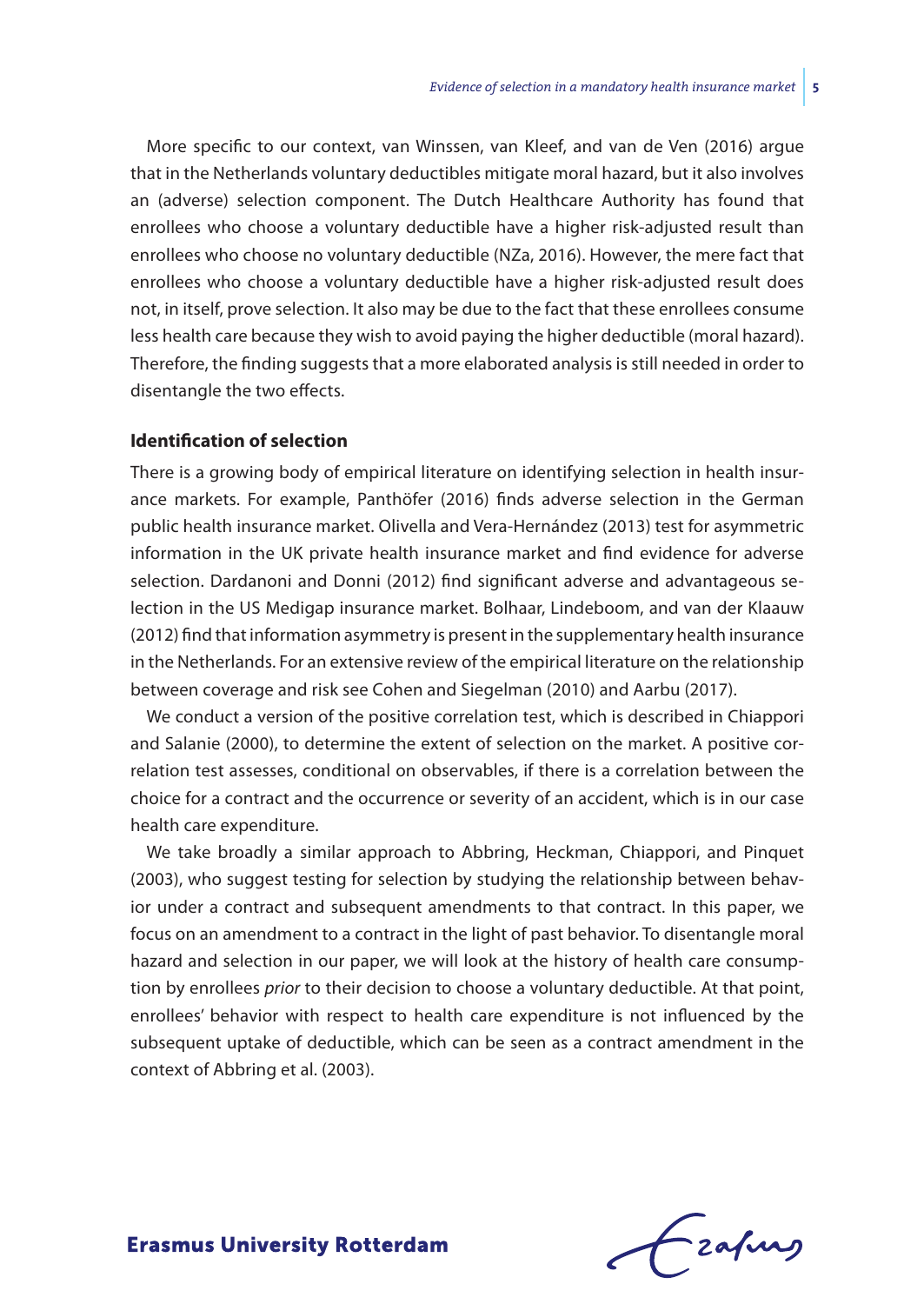More specific to our context, van Winssen, van Kleef, and van de Ven (2016) argue that in the Netherlands voluntary deductibles mitigate moral hazard, but it also involves an (adverse) selection component. The Dutch Healthcare Authority has found that enrollees who choose a voluntary deductible have a higher risk-adjusted result than enrollees who choose no voluntary deductible (NZa, 2016). However, the mere fact that enrollees who choose a voluntary deductible have a higher risk-adjusted result does not, in itself, prove selection. It also may be due to the fact that these enrollees consume less health care because they wish to avoid paying the higher deductible (moral hazard). Therefore, the finding suggests that a more elaborated analysis is still needed in order to disentangle the two effects.

### Identification of selection

There is a growing body of empirical literature on identifying selection in health insurance markets. For example, Panthöfer (2016) finds adverse selection in the German public health insurance market. Olivella and Vera-Hernández (2013) test for asymmetric information in the UK private health insurance market and find evidence for adverse selection. Dardanoni and Donni (2012) find significant adverse and advantageous selection in the US Medigap insurance market. Bolhaar, Lindeboom, and van der Klaauw (2012) find that information asymmetry is present in the supplementary health insurance in the Netherlands. For an extensive review of the empirical literature on the relationship between coverage and risk see Cohen and Siegelman (2010) and Aarbu (2017).

We conduct a version of the positive correlation test, which is described in Chiappori and Salanie (2000), to determine the extent of selection on the market. A positive correlation test assesses, conditional on observables, if there is a correlation between the choice for a contract and the occurrence or severity of an accident, which is in our case health care expenditure.

We take broadly a similar approach to Abbring, Heckman, Chiappori, and Pinquet (2003), who suggest testing for selection by studying the relationship between behavior under a contract and subsequent amendments to that contract. In this paper, we focus on an amendment to a contract in the light of past behavior. To disentangle moral hazard and selection in our paper, we will look at the history of health care consumption by enrollees *prior* to their decision to choose a voluntary deductible. At that point, enrollees' behavior with respect to health care expenditure is not influenced by the subsequent uptake of deductible, which can be seen as a contract amendment in the context of Abbring et al. (2003).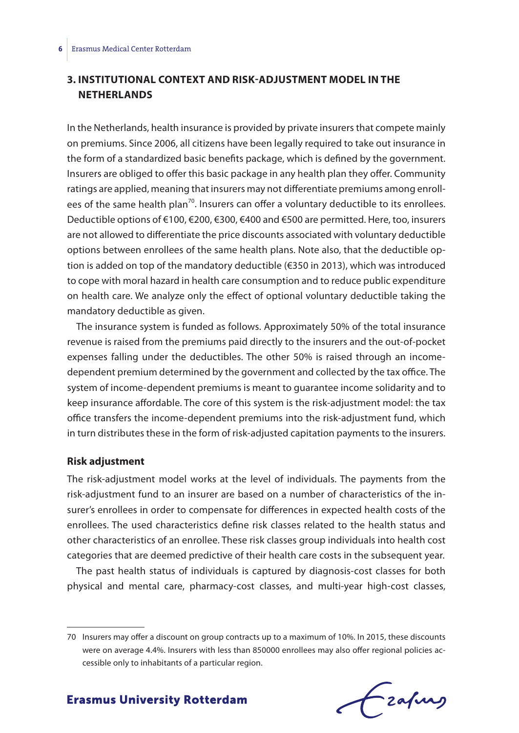## 3. INSTITUTIONAL CONTEXT AND RISK-ADJUSTMENT MODEL IN THE NETHERLANDS

In the Netherlands, health insurance is provided by private insurers that compete mainly on premiums. Since 2006, all citizens have been legally required to take out insurance in the form of a standardized basic benefits package, which is defined by the government. Insurers are obliged to offer this basic package in any health plan they offer. Community ratings are applied, meaning that insurers may not differentiate premiums among enrollees of the same health plan[70]. Insurers can offer a voluntary deductible to its enrollees. Deductible options of €100, €200, €300, €400 and €500 are permitted. Here, too, insurers are not allowed to differentiate the price discounts associated with voluntary deductible options between enrollees of the same health plans. Note also, that the deductible option is added on top of the mandatory deductible (€350 in 2013), which was introduced to cope with moral hazard in health care consumption and to reduce public expenditure on health care. We analyze only the effect of optional voluntary deductible taking the mandatory deductible as given.

The insurance system is funded as follows. Approximately 50% of the total insurance revenue is raised from the premiums paid directly to the insurers and the out-of-pocket expenses falling under the deductibles. The other 50% is raised through an income-dependent premium determined by the government and collected by the tax office. The system of income-dependent premiums is meant to guarantee income solidarity and to keep insurance affordable. The core of this system is the risk-adjustment model: the tax office transfers the income-dependent premiums into the risk-adjustment fund, which in turn distributes these in the form of risk-adjusted capitation payments to the insurers.

### Risk adjustment

The risk-adjustment model works at the level of individuals. The payments from the risk-adjustment fund to an insurer are based on a number of characteristics of the insurer's enrollees in order to compensate for differences in expected health costs of the enrollees. The used characteristics define risk classes related to the health status and other characteristics of an enrollee. These risk classes group individuals into health cost categories that are deemed predictive of their health care costs in the subsequent year.

The past health status of individuals is captured by diagnosis-cost classes for both physical and mental care, pharmacy-cost classes, and multi-year high-cost classes,

---

70 Insurers may offer a discount on group contracts up to a maximum of 10%. In 2015, these discounts were on average 4.4%. Insurers with less than 850000 enrollees may also offer regional policies accessible only to inhabitants of a particular region.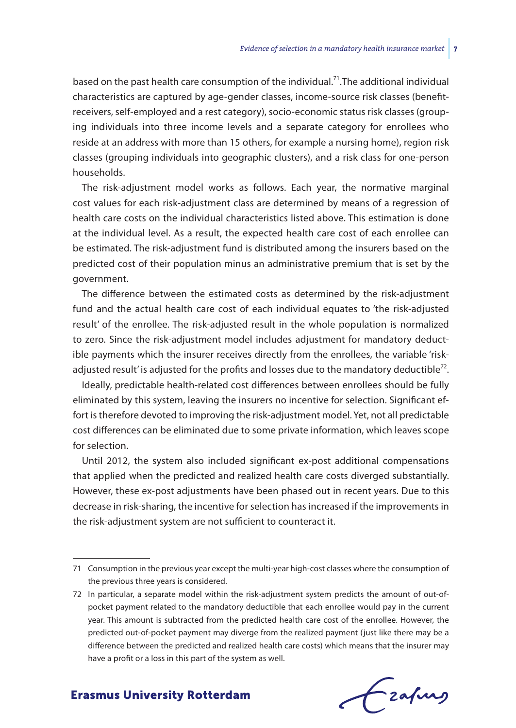based on the past health care consumption of the individual.[71].The additional individual characteristics are captured by age-gender classes, income-source risk classes (benefit-receivers, self-employed and a rest category), socio-economic status risk classes (grouping individuals into three income levels and a separate category for enrollees who reside at an address with more than 15 others, for example a nursing home), region risk classes (grouping individuals into geographic clusters), and a risk class for one-person households.

The risk-adjustment model works as follows. Each year, the normative marginal cost values for each risk-adjustment class are determined by means of a regression of health care costs on the individual characteristics listed above. This estimation is done at the individual level. As a result, the expected health care cost of each enrollee can be estimated. The risk-adjustment fund is distributed among the insurers based on the predicted cost of their population minus an administrative premium that is set by the government.

The difference between the estimated costs as determined by the risk-adjustment fund and the actual health care cost of each individual equates to 'the risk-adjusted result' of the enrollee. The risk-adjusted result in the whole population is normalized to zero. Since the risk-adjustment model includes adjustment for mandatory deductible payments which the insurer receives directly from the enrollees, the variable 'risk-adjusted result' is adjusted for the profits and losses due to the mandatory deductible[72].

Ideally, predictable health-related cost differences between enrollees should be fully eliminated by this system, leaving the insurers no incentive for selection. Significant effort is therefore devoted to improving the risk-adjustment model. Yet, not all predictable cost differences can be eliminated due to some private information, which leaves scope for selection.

Until 2012, the system also included significant ex-post additional compensations that applied when the predicted and realized health care costs diverged substantially. However, these ex-post adjustments have been phased out in recent years. Due to this decrease in risk-sharing, the incentive for selection has increased if the improvements in the risk-adjustment system are not sufficient to counteract it.

---

71 Consumption in the previous year except the multi-year high-cost classes where the consumption of the previous three years is considered.

72 In particular, a separate model within the risk-adjustment system predicts the amount of out-of-pocket payment related to the mandatory deductible that each enrollee would pay in the current year. This amount is subtracted from the predicted health care cost of the enrollee. However, the predicted out-of-pocket payment may diverge from the realized payment (just like there may be a difference between the predicted and realized health care costs) which means that the insurer may have a profit or a loss in this part of the system as well.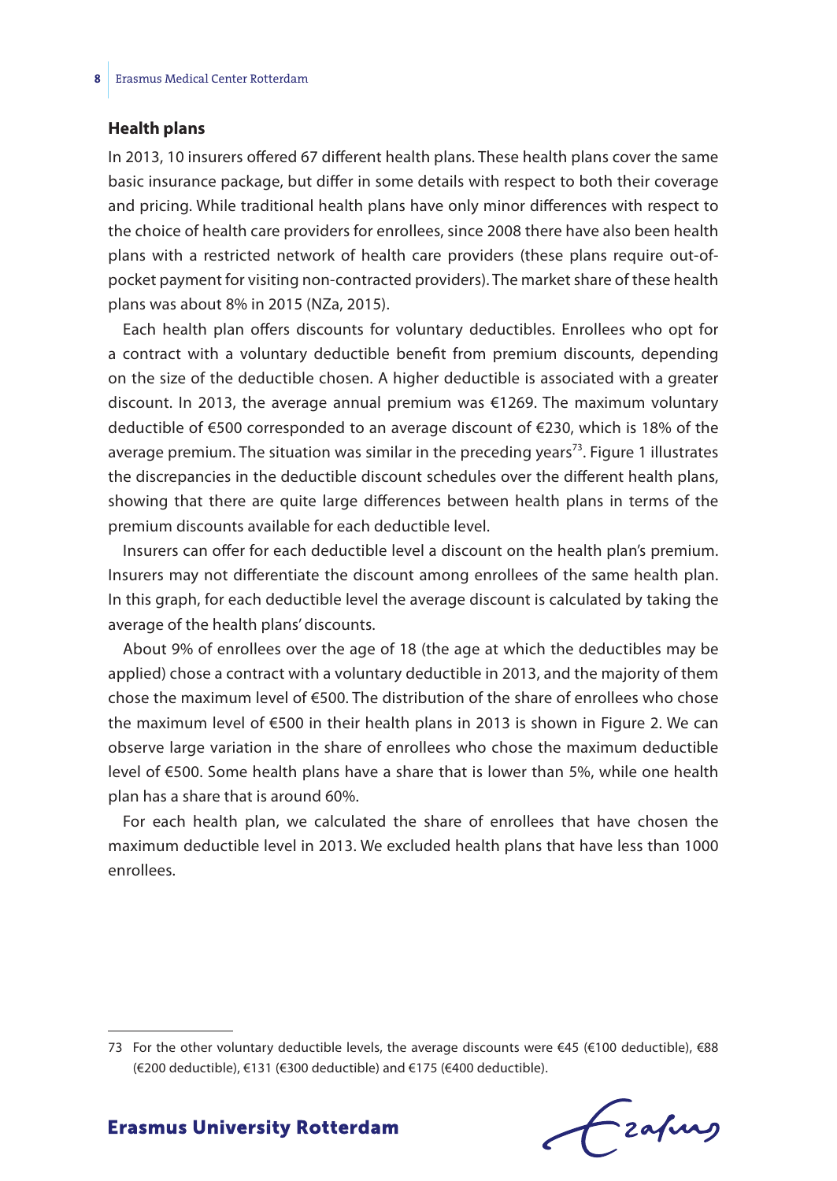### Health plans

In 2013, 10 insurers offered 67 different health plans. These health plans cover the same basic insurance package, but differ in some details with respect to both their coverage and pricing. While traditional health plans have only minor differences with respect to the choice of health care providers for enrollees, since 2008 there have also been health plans with a restricted network of health care providers (these plans require out-of-pocket payment for visiting non-contracted providers). The market share of these health plans was about 8% in 2015 (NZa, 2015).

Each health plan offers discounts for voluntary deductibles. Enrollees who opt for a contract with a voluntary deductible benefit from premium discounts, depending on the size of the deductible chosen. A higher deductible is associated with a greater discount. In 2013, the average annual premium was €1269. The maximum voluntary deductible of €500 corresponded to an average discount of €230, which is 18% of the average premium. The situation was similar in the preceding years[73]. Figure 1 illustrates the discrepancies in the deductible discount schedules over the different health plans, showing that there are quite large differences between health plans in terms of the premium discounts available for each deductible level.

Insurers can offer for each deductible level a discount on the health plan's premium. Insurers may not differentiate the discount among enrollees of the same health plan. In this graph, for each deductible level the average discount is calculated by taking the average of the health plans' discounts.

About 9% of enrollees over the age of 18 (the age at which the deductibles may be applied) chose a contract with a voluntary deductible in 2013, and the majority of them chose the maximum level of €500. The distribution of the share of enrollees who chose the maximum level of €500 in their health plans in 2013 is shown in Figure 2. We can observe large variation in the share of enrollees who chose the maximum deductible level of €500. Some health plans have a share that is lower than 5%, while one health plan has a share that is around 60%.

For each health plan, we calculated the share of enrollees that have chosen the maximum deductible level in 2013. We excluded health plans that have less than 1000 enrollees.

---

73 For the other voluntary deductible levels, the average discounts were €45 (€100 deductible), €88 (€200 deductible), €131 (€300 deductible) and €175 (€400 deductible).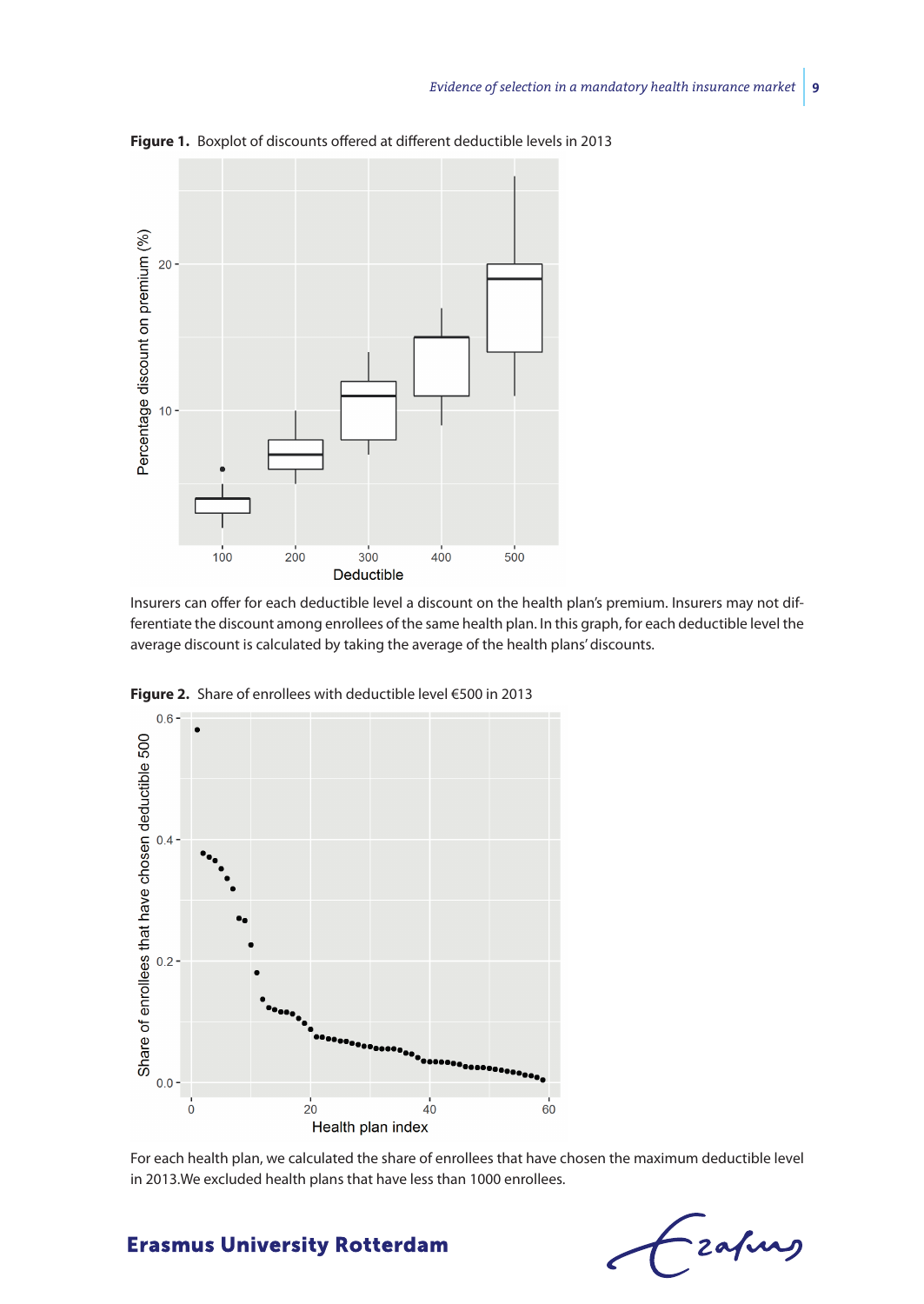**Figure 1.** Boxplot of discounts offered at different deductible levels in 2013

Insurers can offer for each deductible level a discount on the health plan's premium. Insurers may not differentiate the discount among enrollees of the same health plan. In this graph, for each deductible level the average discount is calculated by taking the average of the health plans' discounts.

**Figure 2.** Share of enrollees with deductible level €500 in 2013

For each health plan, we calculated the share of enrollees that have chosen the maximum deductible level in 2013.We excluded health plans that have less than 1000 enrollees.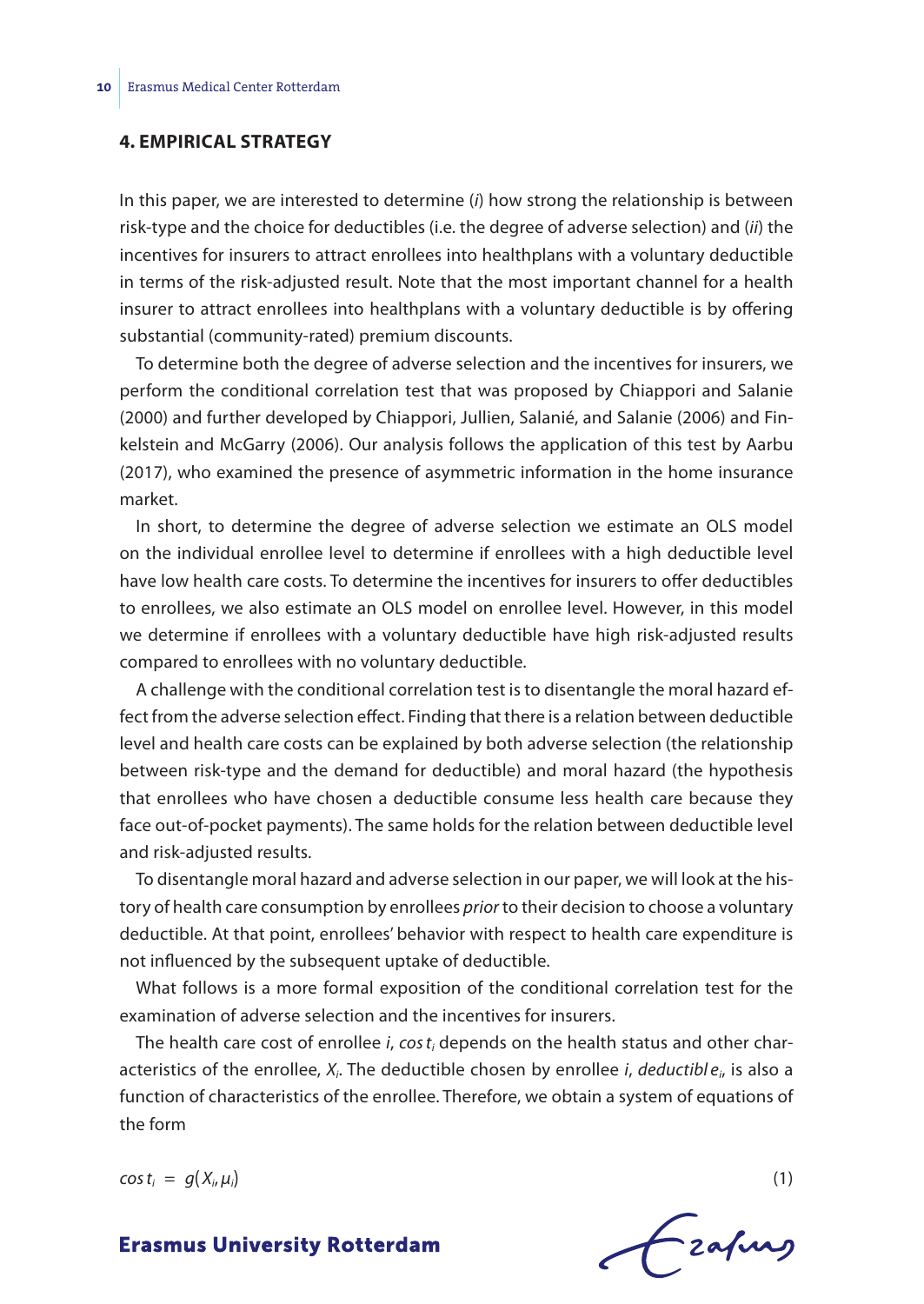## 4. EMPIRICAL STRATEGY

In this paper, we are interested to determine (*i*) how strong the relationship is between risk-type and the choice for deductibles (i.e. the degree of adverse selection) and (*ii*) the incentives for insurers to attract enrollees into healthplans with a voluntary deductible in terms of the risk-adjusted result. Note that the most important channel for a health insurer to attract enrollees into healthplans with a voluntary deductible is by offering substantial (community-rated) premium discounts.

To determine both the degree of adverse selection and the incentives for insurers, we perform the conditional correlation test that was proposed by Chiappori and Salanie (2000) and further developed by Chiappori, Jullien, Salanié, and Salanie (2006) and Finkelstein and McGarry (2006). Our analysis follows the application of this test by Aarbu (2017), who examined the presence of asymmetric information in the home insurance market.

In short, to determine the degree of adverse selection we estimate an OLS model on the individual enrollee level to determine if enrollees with a high deductible level have low health care costs. To determine the incentives for insurers to offer deductibles to enrollees, we also estimate an OLS model on enrollee level. However, in this model we determine if enrollees with a voluntary deductible have high risk-adjusted results compared to enrollees with no voluntary deductible.

A challenge with the conditional correlation test is to disentangle the moral hazard effect from the adverse selection effect. Finding that there is a relation between deductible level and health care costs can be explained by both adverse selection (the relationship between risk-type and the demand for deductible) and moral hazard (the hypothesis that enrollees who have chosen a deductible consume less health care because they face out-of-pocket payments). The same holds for the relation between deductible level and risk-adjusted results.

To disentangle moral hazard and adverse selection in our paper, we will look at the history of health care consumption by enrollees *prior* to their decision to choose a voluntary deductible. At that point, enrollees' behavior with respect to health care expenditure is not influenced by the subsequent uptake of deductible.

What follows is a more formal exposition of the conditional correlation test for the examination of adverse selection and the incentives for insurers.

The health care cost of enrollee *i*, $cost_i$ depends on the health status and other characteristics of the enrollee, $X_i$. The deductible chosen by enrollee *i*, $deductible_i$, is also a function of characteristics of the enrollee. Therefore, we obtain a system of equations of the form

$$cost_i = g(X_i, \mu_i) \tag{1}$$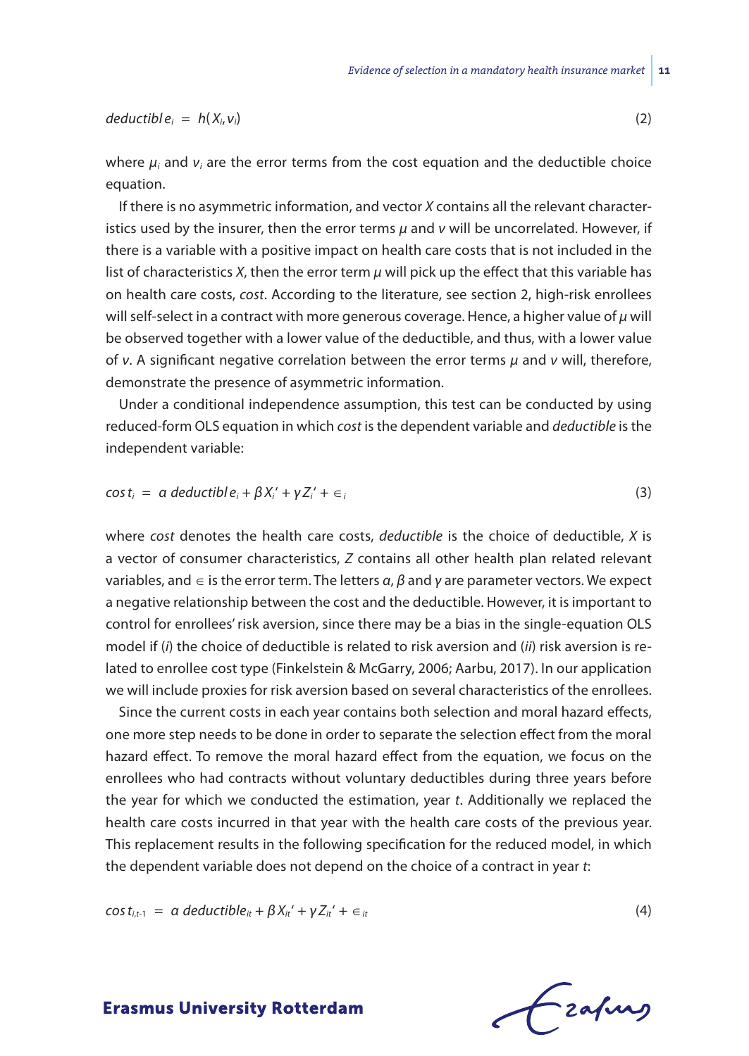$$deductible_i = h(X_i, v_i) \tag{2}$$

where $\mu_i$ and $v_i$ are the error terms from the cost equation and the deductible choice equation.

If there is no asymmetric information, and vector $X$ contains all the relevant characteristics used by the insurer, then the error terms $\mu$ and $v$ will be uncorrelated. However, if there is a variable with a positive impact on health care costs that is not included in the list of characteristics $X$, then the error term $\mu$ will pick up the effect that this variable has on health care costs, *cost*. According to the literature, see section 2, high-risk enrollees will self-select in a contract with more generous coverage. Hence, a higher value of $\mu$ will be observed together with a lower value of the deductible, and thus, with a lower value of $v$. A significant negative correlation between the error terms $\mu$ and $v$ will, therefore, demonstrate the presence of asymmetric information.

Under a conditional independence assumption, this test can be conducted by using reduced-form OLS equation in which *cost* is the dependent variable and *deductible* is the independent variable:

$$cost_i = \alpha\, deductible_i + \beta X_i' + \gamma Z_i' + \in_i \tag{3}$$

where *cost* denotes the health care costs, *deductible* is the choice of deductible, $X$ is a vector of consumer characteristics, $Z$ contains all other health plan related relevant variables, and $\in$ is the error term. The letters $\alpha$, $\beta$ and $\gamma$ are parameter vectors. We expect a negative relationship between the cost and the deductible. However, it is important to control for enrollees' risk aversion, since there may be a bias in the single-equation OLS model if (*i*) the choice of deductible is related to risk aversion and (*ii*) risk aversion is related to enrollee cost type (Finkelstein & McGarry, 2006; Aarbu, 2017). In our application we will include proxies for risk aversion based on several characteristics of the enrollees.

Since the current costs in each year contains both selection and moral hazard effects, one more step needs to be done in order to separate the selection effect from the moral hazard effect. To remove the moral hazard effect from the equation, we focus on the enrollees who had contracts without voluntary deductibles during three years before the year for which we conducted the estimation, year $t$. Additionally we replaced the health care costs incurred in that year with the health care costs of the previous year. This replacement results in the following specification for the reduced model, in which the dependent variable does not depend on the choice of a contract in year $t$:

$$cost_{i,t-1} = \alpha\, deductible_{it} + \beta X_{it}' + \gamma Z_{it}' + \in_{it} \tag{4}$$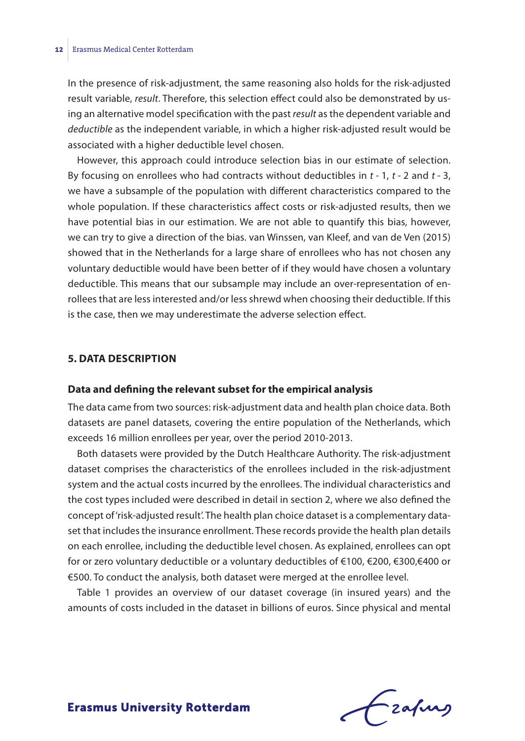In the presence of risk-adjustment, the same reasoning also holds for the risk-adjusted result variable, *result*. Therefore, this selection effect could also be demonstrated by using an alternative model specification with the past *result* as the dependent variable and *deductible* as the independent variable, in which a higher risk-adjusted result would be associated with a higher deductible level chosen.

However, this approach could introduce selection bias in our estimate of selection. By focusing on enrollees who had contracts without deductibles in $t$ - 1, $t$ - 2 and $t$ - 3, we have a subsample of the population with different characteristics compared to the whole population. If these characteristics affect costs or risk-adjusted results, then we have potential bias in our estimation. We are not able to quantify this bias, however, we can try to give a direction of the bias. van Winssen, van Kleef, and van de Ven (2015) showed that in the Netherlands for a large share of enrollees who has not chosen any voluntary deductible would have been better of if they would have chosen a voluntary deductible. This means that our subsample may include an over-representation of enrollees that are less interested and/or less shrewd when choosing their deductible. If this is the case, then we may underestimate the adverse selection effect.

## 5. DATA DESCRIPTION

### Data and defining the relevant subset for the empirical analysis

The data came from two sources: risk-adjustment data and health plan choice data. Both datasets are panel datasets, covering the entire population of the Netherlands, which exceeds 16 million enrollees per year, over the period 2010-2013.

Both datasets were provided by the Dutch Healthcare Authority. The risk-adjustment dataset comprises the characteristics of the enrollees included in the risk-adjustment system and the actual costs incurred by the enrollees. The individual characteristics and the cost types included were described in detail in section 2, where we also defined the concept of 'risk-adjusted result'. The health plan choice dataset is a complementary dataset that includes the insurance enrollment. These records provide the health plan details on each enrollee, including the deductible level chosen. As explained, enrollees can opt for or zero voluntary deductible or a voluntary deductibles of €100, €200, €300,€400 or €500. To conduct the analysis, both dataset were merged at the enrollee level.

Table 1 provides an overview of our dataset coverage (in insured years) and the amounts of costs included in the dataset in billions of euros. Since physical and mental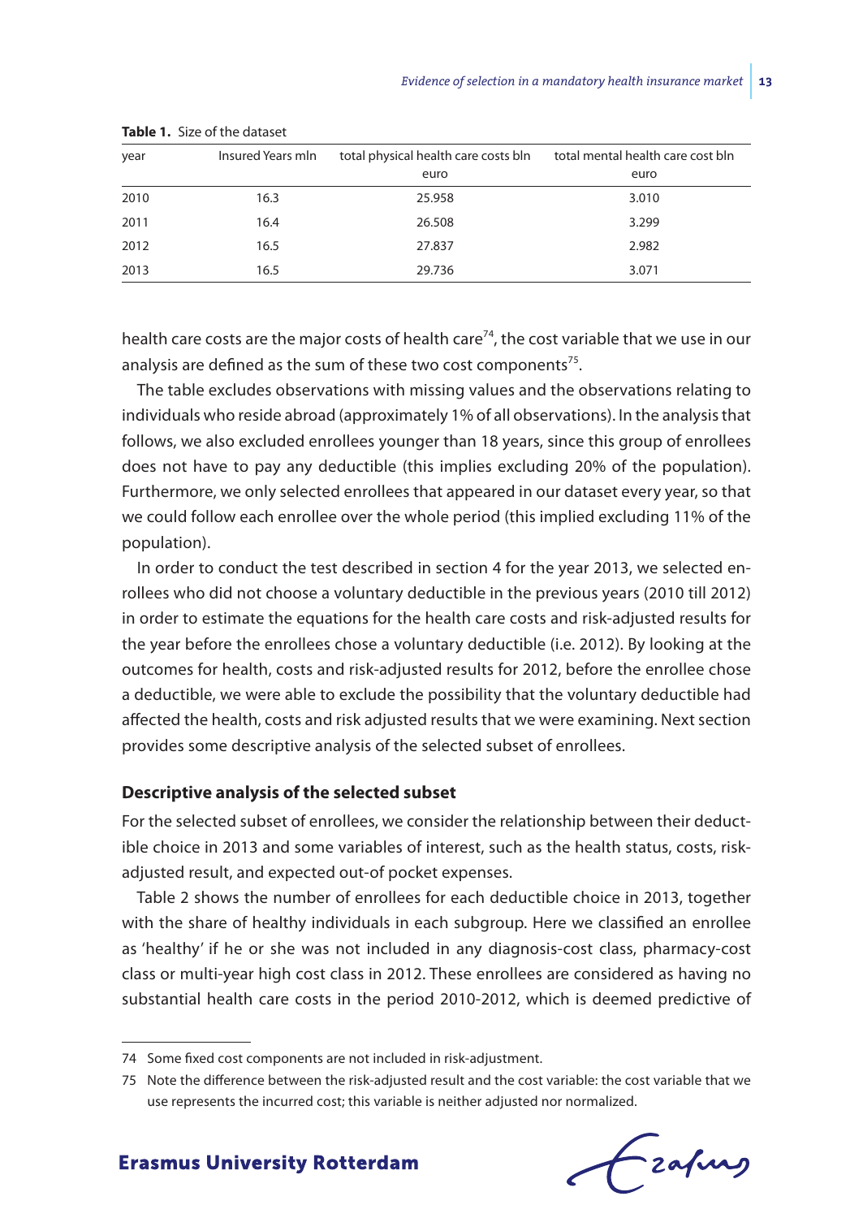**Table 1.** Size of the dataset

| year | Insured Years mln | total physical health care costs bln euro | total mental health care cost bln euro |
|---|---|---|---|
| 2010 | 16.3 | 25.958 | 3.010 |
| 2011 | 16.4 | 26.508 | 3.299 |
| 2012 | 16.5 | 27.837 | 2.982 |
| 2013 | 16.5 | 29.736 | 3.071 |

health care costs are the major costs of health care[74], the cost variable that we use in our analysis are defined as the sum of these two cost components[75].

The table excludes observations with missing values and the observations relating to individuals who reside abroad (approximately 1% of all observations). In the analysis that follows, we also excluded enrollees younger than 18 years, since this group of enrollees does not have to pay any deductible (this implies excluding 20% of the population). Furthermore, we only selected enrollees that appeared in our dataset every year, so that we could follow each enrollee over the whole period (this implied excluding 11% of the population).

In order to conduct the test described in section 4 for the year 2013, we selected enrollees who did not choose a voluntary deductible in the previous years (2010 till 2012) in order to estimate the equations for the health care costs and risk-adjusted results for the year before the enrollees chose a voluntary deductible (i.e. 2012). By looking at the outcomes for health, costs and risk-adjusted results for 2012, before the enrollee chose a deductible, we were able to exclude the possibility that the voluntary deductible had affected the health, costs and risk adjusted results that we were examining. Next section provides some descriptive analysis of the selected subset of enrollees.

### Descriptive analysis of the selected subset

For the selected subset of enrollees, we consider the relationship between their deductible choice in 2013 and some variables of interest, such as the health status, costs, risk-adjusted result, and expected out-of pocket expenses.

Table 2 shows the number of enrollees for each deductible choice in 2013, together with the share of healthy individuals in each subgroup. Here we classified an enrollee as 'healthy' if he or she was not included in any diagnosis-cost class, pharmacy-cost class or multi-year high cost class in 2012. These enrollees are considered as having no substantial health care costs in the period 2010-2012, which is deemed predictive of

---

74 Some fixed cost components are not included in risk-adjustment.

75 Note the difference between the risk-adjusted result and the cost variable: the cost variable that we use represents the incurred cost; this variable is neither adjusted nor normalized.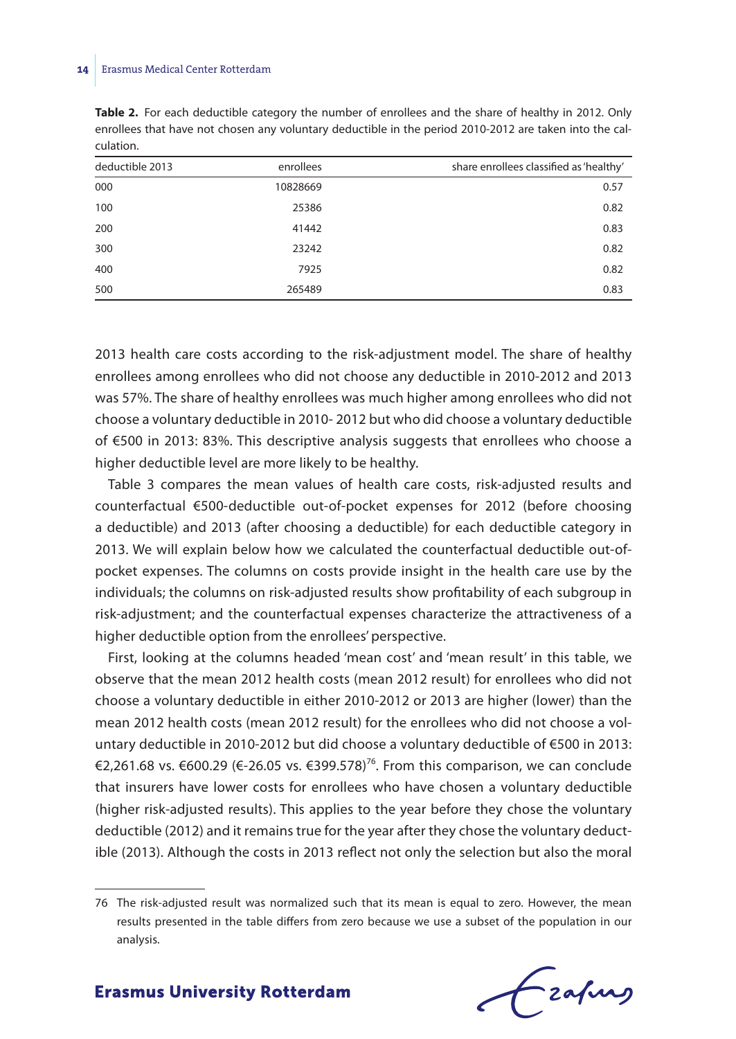**Table 2.** For each deductible category the number of enrollees and the share of healthy in 2012. Only enrollees that have not chosen any voluntary deductible in the period 2010-2012 are taken into the calculation.

| deductible 2013 | enrollees | share enrollees classified as 'healthy' |
|---|---|---|
| 000 | 10828669 | 0.57 |
| 100 | 25386 | 0.82 |
| 200 | 41442 | 0.83 |
| 300 | 23242 | 0.82 |
| 400 | 7925 | 0.82 |
| 500 | 265489 | 0.83 |

2013 health care costs according to the risk-adjustment model. The share of healthy enrollees among enrollees who did not choose any deductible in 2010-2012 and 2013 was 57%. The share of healthy enrollees was much higher among enrollees who did not choose a voluntary deductible in 2010- 2012 but who did choose a voluntary deductible of €500 in 2013: 83%. This descriptive analysis suggests that enrollees who choose a higher deductible level are more likely to be healthy.

Table 3 compares the mean values of health care costs, risk-adjusted results and counterfactual €500-deductible out-of-pocket expenses for 2012 (before choosing a deductible) and 2013 (after choosing a deductible) for each deductible category in 2013. We will explain below how we calculated the counterfactual deductible out-of-pocket expenses. The columns on costs provide insight in the health care use by the individuals; the columns on risk-adjusted results show profitability of each subgroup in risk-adjustment; and the counterfactual expenses characterize the attractiveness of a higher deductible option from the enrollees' perspective.

First, looking at the columns headed 'mean cost' and 'mean result' in this table, we observe that the mean 2012 health costs (mean 2012 result) for enrollees who did not choose a voluntary deductible in either 2010-2012 or 2013 are higher (lower) than the mean 2012 health costs (mean 2012 result) for the enrollees who did not choose a voluntary deductible in 2010-2012 but did choose a voluntary deductible of €500 in 2013: €2,261.68 vs. €600.29 (€-26.05 vs. €399.578)[76]. From this comparison, we can conclude that insurers have lower costs for enrollees who have chosen a voluntary deductible (higher risk-adjusted results). This applies to the year before they chose the voluntary deductible (2012) and it remains true for the year after they chose the voluntary deductible (2013). Although the costs in 2013 reflect not only the selection but also the moral

76 The risk-adjusted result was normalized such that its mean is equal to zero. However, the mean results presented in the table differs from zero because we use a subset of the population in our analysis.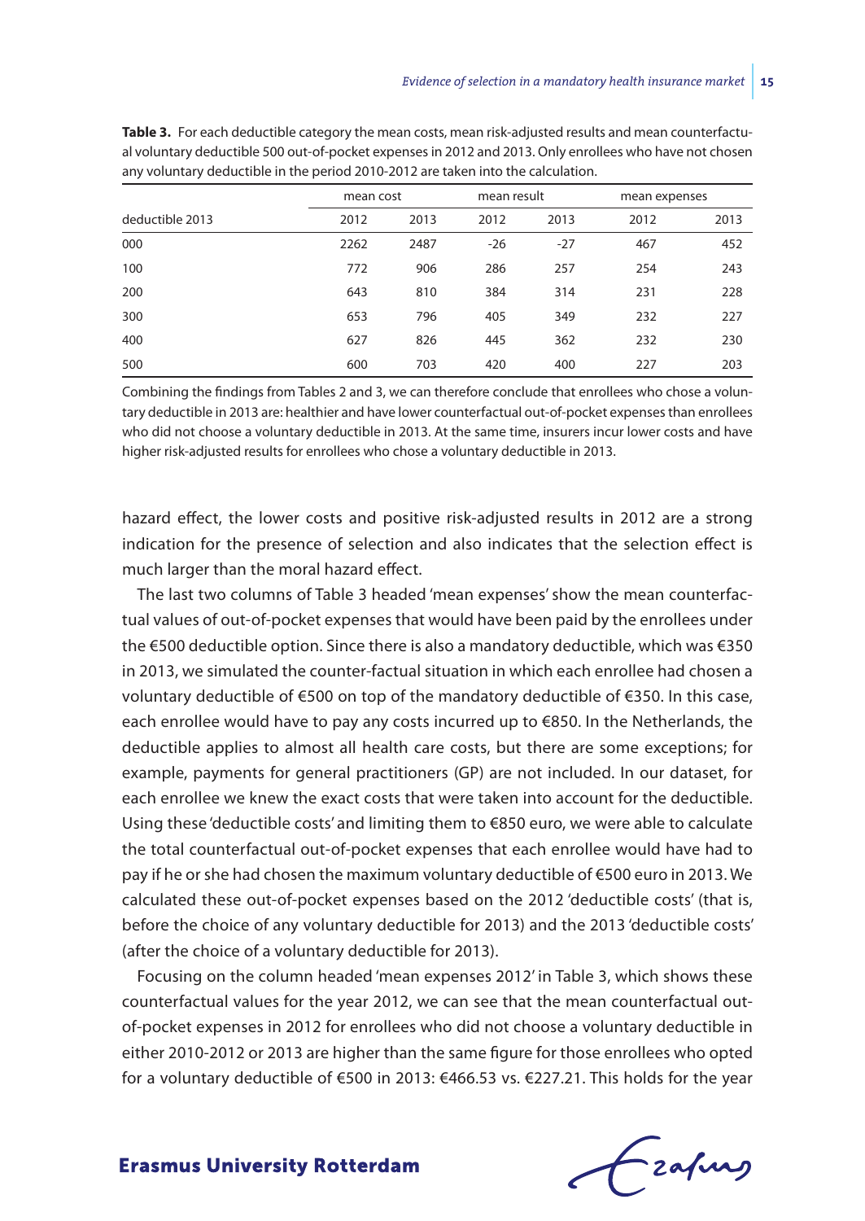**Table 3.** For each deductible category the mean costs, mean risk-adjusted results and mean counterfactual voluntary deductible 500 out-of-pocket expenses in 2012 and 2013. Only enrollees who have not chosen any voluntary deductible in the period 2010-2012 are taken into the calculation.

| | mean cost | | mean result | | mean expenses | |
|---|---|---|---|---|---|---|
| deductible 2013 | 2012 | 2013 | 2012 | 2013 | 2012 | 2013 |
| 000 | 2262 | 2487 | -26 | -27 | 467 | 452 |
| 100 | 772 | 906 | 286 | 257 | 254 | 243 |
| 200 | 643 | 810 | 384 | 314 | 231 | 228 |
| 300 | 653 | 796 | 405 | 349 | 232 | 227 |
| 400 | 627 | 826 | 445 | 362 | 232 | 230 |
| 500 | 600 | 703 | 420 | 400 | 227 | 203 |

Combining the findings from Tables 2 and 3, we can therefore conclude that enrollees who chose a voluntary deductible in 2013 are: healthier and have lower counterfactual out-of-pocket expenses than enrollees who did not choose a voluntary deductible in 2013. At the same time, insurers incur lower costs and have higher risk-adjusted results for enrollees who chose a voluntary deductible in 2013.

hazard effect, the lower costs and positive risk-adjusted results in 2012 are a strong indication for the presence of selection and also indicates that the selection effect is much larger than the moral hazard effect.

The last two columns of Table 3 headed 'mean expenses' show the mean counterfactual values of out-of-pocket expenses that would have been paid by the enrollees under the €500 deductible option. Since there is also a mandatory deductible, which was €350 in 2013, we simulated the counter-factual situation in which each enrollee had chosen a voluntary deductible of €500 on top of the mandatory deductible of €350. In this case, each enrollee would have to pay any costs incurred up to €850. In the Netherlands, the deductible applies to almost all health care costs, but there are some exceptions; for example, payments for general practitioners (GP) are not included. In our dataset, for each enrollee we knew the exact costs that were taken into account for the deductible. Using these 'deductible costs' and limiting them to €850 euro, we were able to calculate the total counterfactual out-of-pocket expenses that each enrollee would have had to pay if he or she had chosen the maximum voluntary deductible of €500 euro in 2013. We calculated these out-of-pocket expenses based on the 2012 'deductible costs' (that is, before the choice of any voluntary deductible for 2013) and the 2013 'deductible costs' (after the choice of a voluntary deductible for 2013).

Focusing on the column headed 'mean expenses 2012' in Table 3, which shows these counterfactual values for the year 2012, we can see that the mean counterfactual out-of-pocket expenses in 2012 for enrollees who did not choose a voluntary deductible in either 2010-2012 or 2013 are higher than the same figure for those enrollees who opted for a voluntary deductible of €500 in 2013: €466.53 vs. €227.21. This holds for the year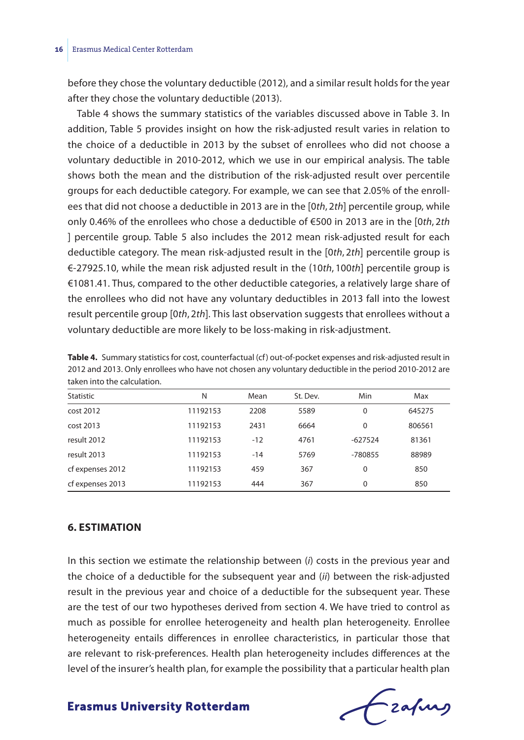before they chose the voluntary deductible (2012), and a similar result holds for the year after they chose the voluntary deductible (2013).

Table 4 shows the summary statistics of the variables discussed above in Table 3. In addition, Table 5 provides insight on how the risk-adjusted result varies in relation to the choice of a deductible in 2013 by the subset of enrollees who did not choose a voluntary deductible in 2010-2012, which we use in our empirical analysis. The table shows both the mean and the distribution of the risk-adjusted result over percentile groups for each deductible category. For example, we can see that 2.05% of the enrollees that did not choose a deductible in 2013 are in the $[0th, 2th]$ percentile group, while only 0.46% of the enrollees who chose a deductible of €500 in 2013 are in the $[0th, 2th]$ percentile group. Table 5 also includes the 2012 mean risk-adjusted result for each deductible category. The mean risk-adjusted result in the $[0th, 2th]$ percentile group is €-27925.10, while the mean risk adjusted result in the $(10th, 100th]$ percentile group is €1081.41. Thus, compared to the other deductible categories, a relatively large share of the enrollees who did not have any voluntary deductibles in 2013 fall into the lowest result percentile group $[0th, 2th]$. This last observation suggests that enrollees without a voluntary deductible are more likely to be loss-making in risk-adjustment.

**Table 4.** Summary statistics for cost, counterfactual (cf) out-of-pocket expenses and risk-adjusted result in 2012 and 2013. Only enrollees who have not chosen any voluntary deductible in the period 2010-2012 are taken into the calculation.

| Statistic | N | Mean | St. Dev. | Min | Max |
|---|---|---|---|---|---|
| cost 2012 | 11192153 | 2208 | 5589 | 0 | 645275 |
| cost 2013 | 11192153 | 2431 | 6664 | 0 | 806561 |
| result 2012 | 11192153 | -12 | 4761 | -627524 | 81361 |
| result 2013 | 11192153 | -14 | 5769 | -780855 | 88989 |
| cf expenses 2012 | 11192153 | 459 | 367 | 0 | 850 |
| cf expenses 2013 | 11192153 | 444 | 367 | 0 | 850 |

## 6. ESTIMATION

In this section we estimate the relationship between (*i*) costs in the previous year and the choice of a deductible for the subsequent year and (*ii*) between the risk-adjusted result in the previous year and choice of a deductible for the subsequent year. These are the test of our two hypotheses derived from section 4. We have tried to control as much as possible for enrollee heterogeneity and health plan heterogeneity. Enrollee heterogeneity entails differences in enrollee characteristics, in particular those that are relevant to risk-preferences. Health plan heterogeneity includes differences at the level of the insurer's health plan, for example the possibility that a particular health plan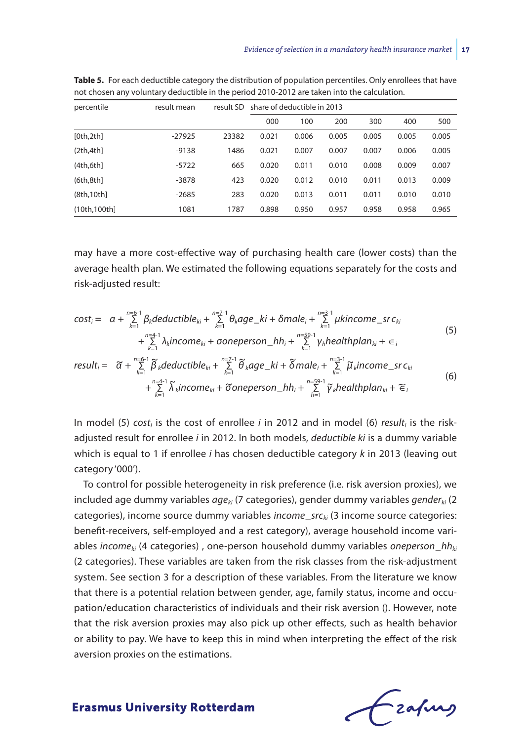**Table 5.** For each deductible category the distribution of population percentiles. Only enrollees that have not chosen any voluntary deductible in the period 2010-2012 are taken into the calculation.

| percentile | result mean | result SD | share of deductible in 2013 | | | | | |
|---|---|---|---|---|---|---|---|---|
| | | | 000 | 100 | 200 | 300 | 400 | 500 |
| [0th,2th] | -27925 | 23382 | 0.021 | 0.006 | 0.005 | 0.005 | 0.005 | 0.005 |
| (2th,4th] | -9138 | 1486 | 0.021 | 0.007 | 0.007 | 0.007 | 0.006 | 0.005 |
| (4th,6th] | -5722 | 665 | 0.020 | 0.011 | 0.010 | 0.008 | 0.009 | 0.007 |
| (6th,8th] | -3878 | 423 | 0.020 | 0.012 | 0.010 | 0.011 | 0.013 | 0.009 |
| (8th,10th] | -2685 | 283 | 0.020 | 0.013 | 0.011 | 0.011 | 0.010 | 0.010 |
| (10th,100th] | 1081 | 1787 | 0.898 | 0.950 | 0.957 | 0.958 | 0.958 | 0.965 |

may have a more cost-effective way of purchasing health care (lower costs) than the average health plan. We estimated the following equations separately for the costs and risk-adjusted result:

$$
\begin{aligned}
cost_i = \; & \alpha + \sum_{k=1}^{n=6-1} \beta_k deductible_{ki} + \sum_{k=1}^{n=7-1} \theta_k age\_ki + \delta male_i + \sum_{k=1}^{n=3-1} \mu kincome\_src_{ki} \\
& + \sum_{k=1}^{n=4-1} \lambda_k income_{ki} + \sigma oneperson\_hh_i + \sum_{k=1}^{n=59-1} \gamma_h healthplan_{ki} + \in_i
\end{aligned} \tag{5}
$$

$$
\begin{aligned}
result_i = \; & \tilde{\alpha} + \sum_{k=1}^{n=6-1} \tilde{\beta}_k deductible_{ki} + \sum_{k=1}^{n=7-1} \tilde{\theta}_k age\_ki + \tilde{\delta} male_i + \sum_{k=1}^{n=3-1} \tilde{\mu}_k income\_src_{ki} \\
& + \sum_{k=1}^{n=4-1} \tilde{\lambda}_k income_{ki} + \tilde{\sigma} oneperson\_hh_i + \sum_{h=1}^{n=59-1} \tilde{\gamma}_k healthplan_{ki} + \tilde{\in}_i
\end{aligned} \tag{6}
$$

In model (5) $cost_i$ is the cost of enrollee *i* in 2012 and in model (6) $result_i$ is the risk-adjusted result for enrollee *i* in 2012. In both models, *deductible ki* is a dummy variable which is equal to 1 if enrollee *i* has chosen deductible category *k* in 2013 (leaving out category '000').

To control for possible heterogeneity in risk preference (i.e. risk aversion proxies), we included age dummy variables $age_{ki}$ (7 categories), gender dummy variables $gender_{ki}$ (2 categories), income source dummy variables $income\_src_{ki}$ (3 income source categories: benefit-receivers, self-employed and a rest category), average household income variables $income_{ki}$ (4 categories) , one-person household dummy variables $oneperson\_hh_{ki}$ (2 categories). These variables are taken from the risk classes from the risk-adjustment system. See section 3 for a description of these variables. From the literature we know that there is a potential relation between gender, age, family status, income and occupation/education characteristics of individuals and their risk aversion (). However, note that the risk aversion proxies may also pick up other effects, such as health behavior or ability to pay. We have to keep this in mind when interpreting the effect of the risk aversion proxies on the estimations.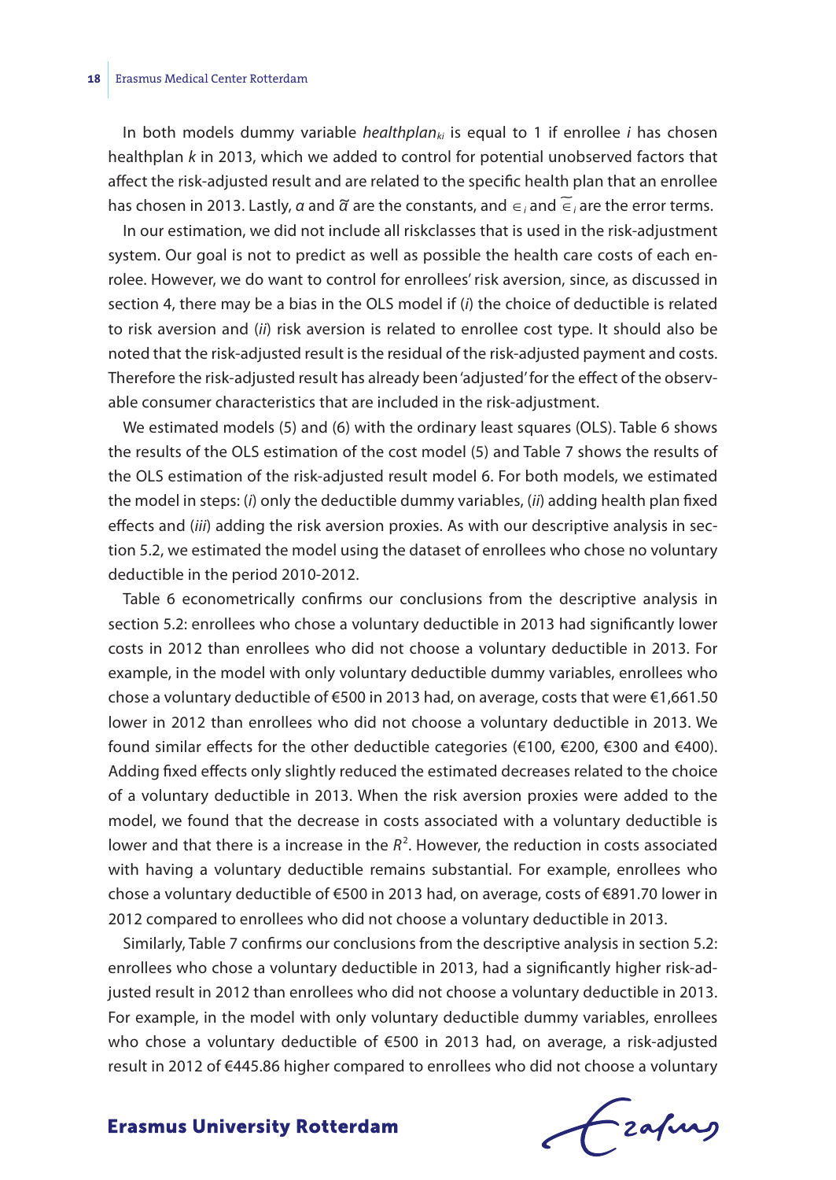In both models dummy variable $healthplan_{ki}$ is equal to 1 if enrollee $i$ has chosen healthplan $k$ in 2013, which we added to control for potential unobserved factors that affect the risk-adjusted result and are related to the specific health plan that an enrollee has chosen in 2013. Lastly, $\alpha$ and $\tilde{\alpha}$ are the constants, and $\in_i$ and $\widetilde{\in}_i$ are the error terms.

In our estimation, we did not include all riskclasses that is used in the risk-adjustment system. Our goal is not to predict as well as possible the health care costs of each enrolee. However, we do want to control for enrollees' risk aversion, since, as discussed in section 4, there may be a bias in the OLS model if (*i*) the choice of deductible is related to risk aversion and (*ii*) risk aversion is related to enrollee cost type. It should also be noted that the risk-adjusted result is the residual of the risk-adjusted payment and costs. Therefore the risk-adjusted result has already been 'adjusted' for the effect of the observable consumer characteristics that are included in the risk-adjustment.

We estimated models (5) and (6) with the ordinary least squares (OLS). Table 6 shows the results of the OLS estimation of the cost model (5) and Table 7 shows the results of the OLS estimation of the risk-adjusted result model 6. For both models, we estimated the model in steps: (*i*) only the deductible dummy variables, (*ii*) adding health plan fixed effects and (*iii*) adding the risk aversion proxies. As with our descriptive analysis in section 5.2, we estimated the model using the dataset of enrollees who chose no voluntary deductible in the period 2010-2012.

Table 6 econometrically confirms our conclusions from the descriptive analysis in section 5.2: enrollees who chose a voluntary deductible in 2013 had significantly lower costs in 2012 than enrollees who did not choose a voluntary deductible in 2013. For example, in the model with only voluntary deductible dummy variables, enrollees who chose a voluntary deductible of €500 in 2013 had, on average, costs that were €1,661.50 lower in 2012 than enrollees who did not choose a voluntary deductible in 2013. We found similar effects for the other deductible categories (€100, €200, €300 and €400). Adding fixed effects only slightly reduced the estimated decreases related to the choice of a voluntary deductible in 2013. When the risk aversion proxies were added to the model, we found that the decrease in costs associated with a voluntary deductible is lower and that there is a increase in the $R^2$. However, the reduction in costs associated with having a voluntary deductible remains substantial. For example, enrollees who chose a voluntary deductible of €500 in 2013 had, on average, costs of €891.70 lower in 2012 compared to enrollees who did not choose a voluntary deductible in 2013.

Similarly, Table 7 confirms our conclusions from the descriptive analysis in section 5.2: enrollees who chose a voluntary deductible in 2013, had a significantly higher risk-adjusted result in 2012 than enrollees who did not choose a voluntary deductible in 2013. For example, in the model with only voluntary deductible dummy variables, enrollees who chose a voluntary deductible of €500 in 2013 had, on average, a risk-adjusted result in 2012 of €445.86 higher compared to enrollees who did not choose a voluntary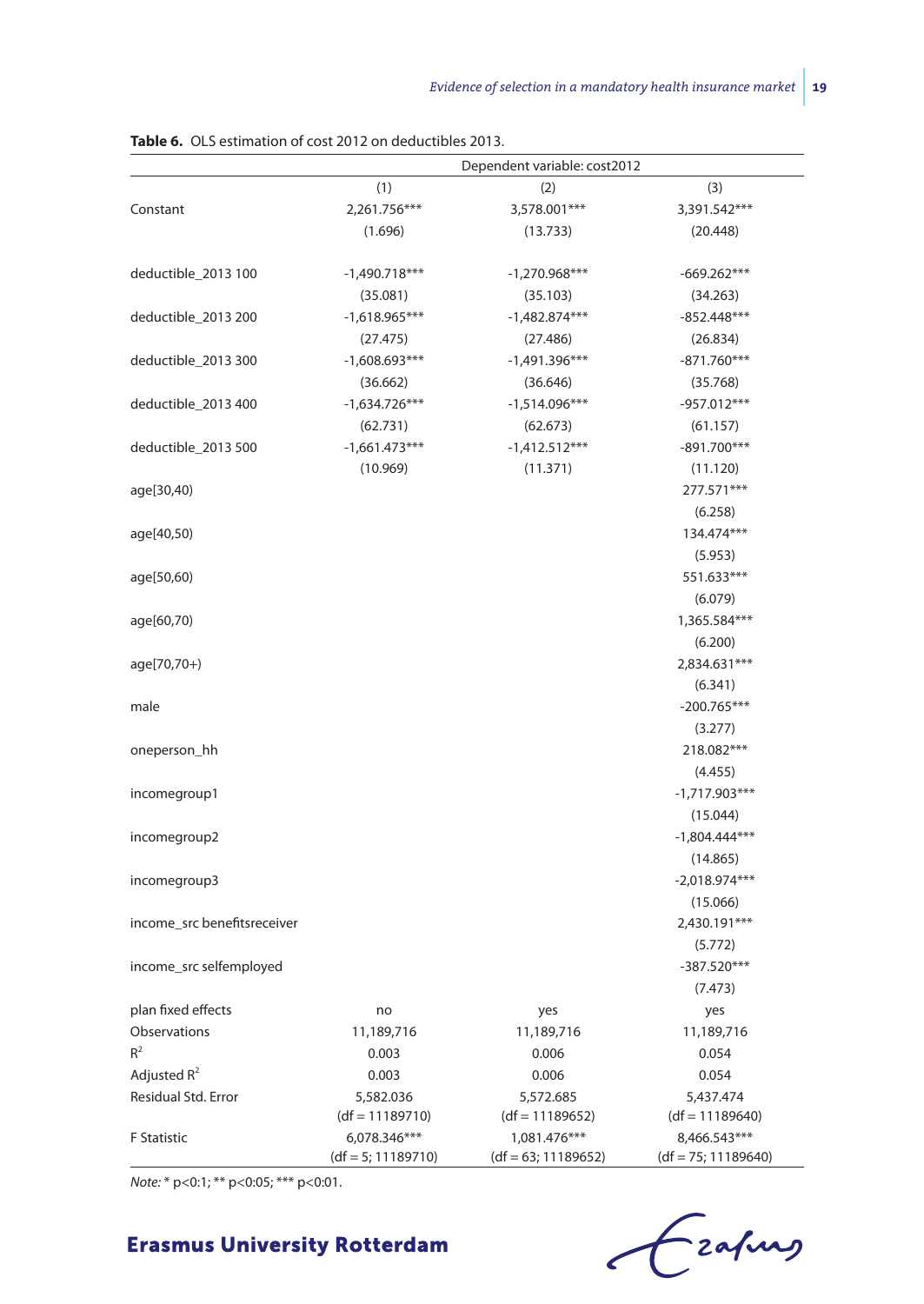**Table 6.** OLS estimation of cost 2012 on deductibles 2013.

| | Dependent variable: cost2012 | | |
|---|---|---|---|
| | (1) | (2) | (3) |
| Constant | 2,261.756*** | 3,578.001*** | 3,391.542*** |
| | (1.696) | (13.733) | (20.448) |
| deductible_2013 100 | -1,490.718*** | -1,270.968*** | -669.262*** |
| | (35.081) | (35.103) | (34.263) |
| deductible_2013 200 | -1,618.965*** | -1,482.874*** | -852.448*** |
| | (27.475) | (27.486) | (26.834) |
| deductible_2013 300 | -1,608.693*** | -1,491.396*** | -871.760*** |
| | (36.662) | (36.646) | (35.768) |
| deductible_2013 400 | -1,634.726*** | -1,514.096*** | -957.012*** |
| | (62.731) | (62.673) | (61.157) |
| deductible_2013 500 | -1,661.473*** | -1,412.512*** | -891.700*** |
| | (10.969) | (11.371) | (11.120) |
| age[30,40) | | | 277.571*** |
| | | | (6.258) |
| age[40,50) | | | 134.474*** |
| | | | (5.953) |
| age[50,60) | | | 551.633*** |
| | | | (6.079) |
| age[60,70) | | | 1,365.584*** |
| | | | (6.200) |
| age[70,70+) | | | 2,834.631*** |
| | | | (6.341) |
| male | | | -200.765*** |
| | | | (3.277) |
| oneperson_hh | | | 218.082*** |
| | | | (4.455) |
| incomegroup1 | | | -1,717.903*** |
| | | | (15.044) |
| incomegroup2 | | | -1,804.444*** |
| | | | (14.865) |
| incomegroup3 | | | -2,018.974*** |
| | | | (15.066) |
| income_src benefitsreceiver | | | 2,430.191*** |
| | | | (5.772) |
| income_src selfemployed | | | -387.520*** |
| | | | (7.473) |
| plan fixed effects | no | yes | yes |
| Observations | 11,189,716 | 11,189,716 | 11,189,716 |
| $R^2$ | 0.003 | 0.006 | 0.054 |
| Adjusted $R^2$ | 0.003 | 0.006 | 0.054 |
| Residual Std. Error | 5,582.036 (df = 11189710) | 5,572.685 (df = 11189652) | 5,437.474 (df = 11189640) |
| F Statistic | 6,078.346*** (df = 5; 11189710) | 1,081.476*** (df = 63; 11189652) | 8,466.543*** (df = 75; 11189640) |

*Note:* * p<0:1; ** p<0:05; *** p<0:01.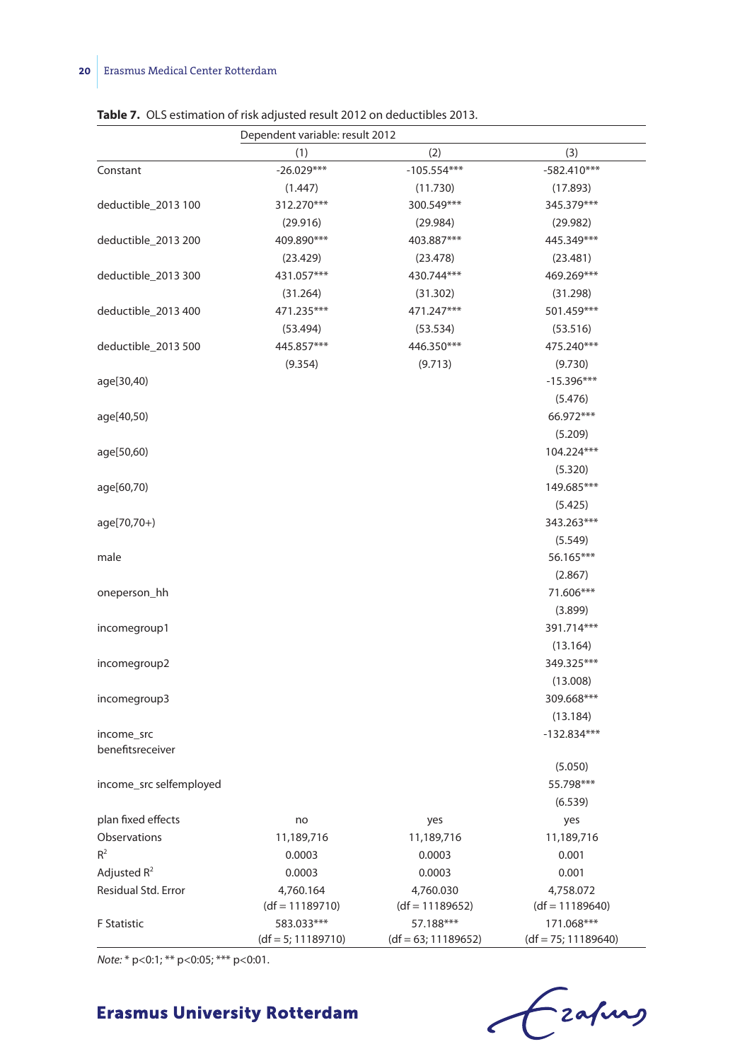**Table 7.** OLS estimation of risk adjusted result 2012 on deductibles 2013.

| | Dependent variable: result 2012 | | |
|---|---|---|---|
| | (1) | (2) | (3) |
| Constant | -26.029*** | -105.554*** | -582.410*** |
| | (1.447) | (11.730) | (17.893) |
| deductible_2013 100 | 312.270*** | 300.549*** | 345.379*** |
| | (29.916) | (29.984) | (29.982) |
| deductible_2013 200 | 409.890*** | 403.887*** | 445.349*** |
| | (23.429) | (23.478) | (23.481) |
| deductible_2013 300 | 431.057*** | 430.744*** | 469.269*** |
| | (31.264) | (31.302) | (31.298) |
| deductible_2013 400 | 471.235*** | 471.247*** | 501.459*** |
| | (53.494) | (53.534) | (53.516) |
| deductible_2013 500 | 445.857*** | 446.350*** | 475.240*** |
| | (9.354) | (9.713) | (9.730) |
| age[30,40) | | | -15.396*** |
| | | | (5.476) |
| age[40,50) | | | 66.972*** |
| | | | (5.209) |
| age[50,60) | | | 104.224*** |
| | | | (5.320) |
| age[60,70) | | | 149.685*** |
| | | | (5.425) |
| age[70,70+) | | | 343.263*** |
| | | | (5.549) |
| male | | | 56.165*** |
| | | | (2.867) |
| oneperson_hh | | | 71.606*** |
| | | | (3.899) |
| incomegroup1 | | | 391.714*** |
| | | | (13.164) |
| incomegroup2 | | | 349.325*** |
| | | | (13.008) |
| incomegroup3 | | | 309.668*** |
| | | | (13.184) |
| income_src benefitsreceiver | | | -132.834*** |
| | | | (5.050) |
| income_src selfemployed | | | 55.798*** |
| | | | (6.539) |
| plan fixed effects | no | yes | yes |
| Observations | 11,189,716 | 11,189,716 | 11,189,716 |
| $R^2$ | 0.0003 | 0.0003 | 0.001 |
| Adjusted $R^2$ | 0.0003 | 0.0003 | 0.001 |
| Residual Std. Error | 4,760.164 (df = 11189710) | 4,760.030 (df = 11189652) | 4,758.072 (df = 11189640) |
| F Statistic | 583.033*** (df = 5; 11189710) | 57.188*** (df = 63; 11189652) | 171.068*** (df = 75; 11189640) |

*Note:* * p<0:1; ** p<0:05; *** p<0:01.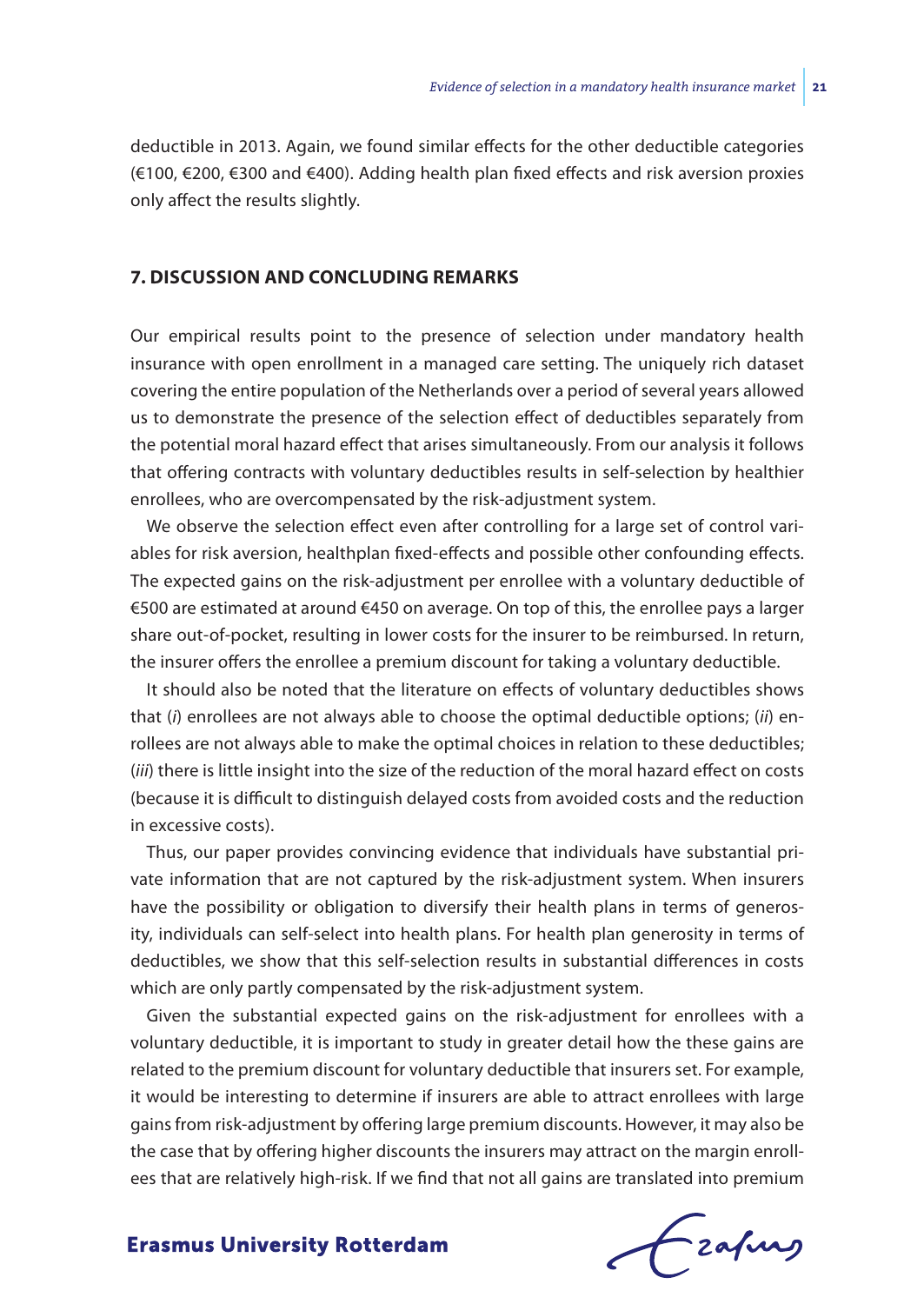deductible in 2013. Again, we found similar effects for the other deductible categories (€100, €200, €300 and €400). Adding health plan fixed effects and risk aversion proxies only affect the results slightly.

## 7. DISCUSSION AND CONCLUDING REMARKS

Our empirical results point to the presence of selection under mandatory health insurance with open enrollment in a managed care setting. The uniquely rich dataset covering the entire population of the Netherlands over a period of several years allowed us to demonstrate the presence of the selection effect of deductibles separately from the potential moral hazard effect that arises simultaneously. From our analysis it follows that offering contracts with voluntary deductibles results in self-selection by healthier enrollees, who are overcompensated by the risk-adjustment system.

We observe the selection effect even after controlling for a large set of control variables for risk aversion, healthplan fixed-effects and possible other confounding effects. The expected gains on the risk-adjustment per enrollee with a voluntary deductible of €500 are estimated at around €450 on average. On top of this, the enrollee pays a larger share out-of-pocket, resulting in lower costs for the insurer to be reimbursed. In return, the insurer offers the enrollee a premium discount for taking a voluntary deductible.

It should also be noted that the literature on effects of voluntary deductibles shows that (*i*) enrollees are not always able to choose the optimal deductible options; (*ii*) enrollees are not always able to make the optimal choices in relation to these deductibles; (*iii*) there is little insight into the size of the reduction of the moral hazard effect on costs (because it is difficult to distinguish delayed costs from avoided costs and the reduction in excessive costs).

Thus, our paper provides convincing evidence that individuals have substantial private information that are not captured by the risk-adjustment system. When insurers have the possibility or obligation to diversify their health plans in terms of generosity, individuals can self-select into health plans. For health plan generosity in terms of deductibles, we show that this self-selection results in substantial differences in costs which are only partly compensated by the risk-adjustment system.

Given the substantial expected gains on the risk-adjustment for enrollees with a voluntary deductible, it is important to study in greater detail how the these gains are related to the premium discount for voluntary deductible that insurers set. For example, it would be interesting to determine if insurers are able to attract enrollees with large gains from risk-adjustment by offering large premium discounts. However, it may also be the case that by offering higher discounts the insurers may attract on the margin enrollees that are relatively high-risk. If we find that not all gains are translated into premium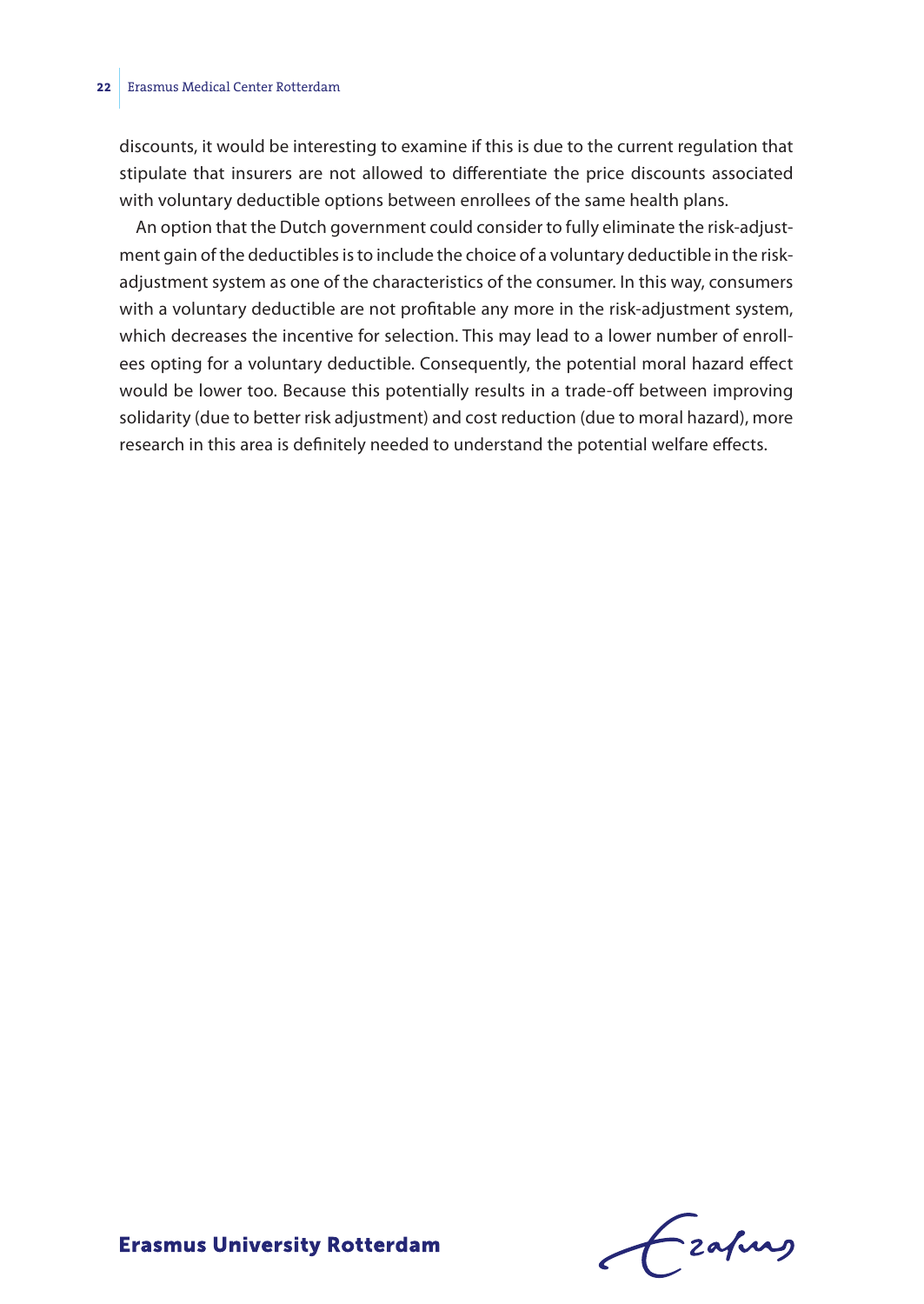discounts, it would be interesting to examine if this is due to the current regulation that stipulate that insurers are not allowed to differentiate the price discounts associated with voluntary deductible options between enrollees of the same health plans.

An option that the Dutch government could consider to fully eliminate the risk-adjustment gain of the deductibles is to include the choice of a voluntary deductible in the risk-adjustment system as one of the characteristics of the consumer. In this way, consumers with a voluntary deductible are not profitable any more in the risk-adjustment system, which decreases the incentive for selection. This may lead to a lower number of enrollees opting for a voluntary deductible. Consequently, the potential moral hazard effect would be lower too. Because this potentially results in a trade-off between improving solidarity (due to better risk adjustment) and cost reduction (due to moral hazard), more research in this area is definitely needed to understand the potential welfare effects.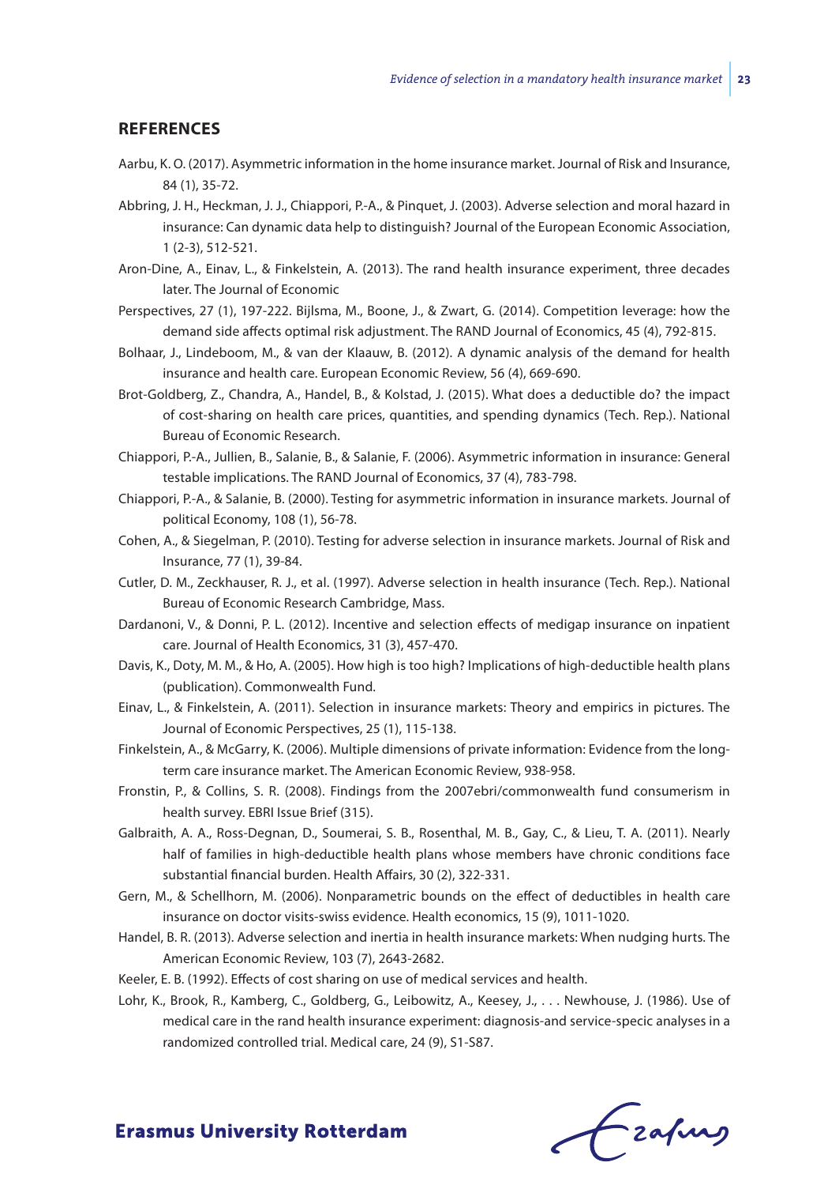## REFERENCES

Aarbu, K. O. (2017). Asymmetric information in the home insurance market. Journal of Risk and Insurance, 84 (1), 35-72.

Abbring, J. H., Heckman, J. J., Chiappori, P.-A., & Pinquet, J. (2003). Adverse selection and moral hazard in insurance: Can dynamic data help to distinguish? Journal of the European Economic Association, 1 (2-3), 512-521.

Aron-Dine, A., Einav, L., & Finkelstein, A. (2013). The rand health insurance experiment, three decades later. The Journal of Economic

Perspectives, 27 (1), 197-222. Bijlsma, M., Boone, J., & Zwart, G. (2014). Competition leverage: how the demand side affects optimal risk adjustment. The RAND Journal of Economics, 45 (4), 792-815.

Bolhaar, J., Lindeboom, M., & van der Klaauw, B. (2012). A dynamic analysis of the demand for health insurance and health care. European Economic Review, 56 (4), 669-690.

Brot-Goldberg, Z., Chandra, A., Handel, B., & Kolstad, J. (2015). What does a deductible do? the impact of cost-sharing on health care prices, quantities, and spending dynamics (Tech. Rep.). National Bureau of Economic Research.

Chiappori, P.-A., Jullien, B., Salanie, B., & Salanie, F. (2006). Asymmetric information in insurance: General testable implications. The RAND Journal of Economics, 37 (4), 783-798.

Chiappori, P.-A., & Salanie, B. (2000). Testing for asymmetric information in insurance markets. Journal of political Economy, 108 (1), 56-78.

Cohen, A., & Siegelman, P. (2010). Testing for adverse selection in insurance markets. Journal of Risk and Insurance, 77 (1), 39-84.

Cutler, D. M., Zeckhauser, R. J., et al. (1997). Adverse selection in health insurance (Tech. Rep.). National Bureau of Economic Research Cambridge, Mass.

Dardanoni, V., & Donni, P. L. (2012). Incentive and selection effects of medigap insurance on inpatient care. Journal of Health Economics, 31 (3), 457-470.

Davis, K., Doty, M. M., & Ho, A. (2005). How high is too high? Implications of high-deductible health plans (publication). Commonwealth Fund.

Einav, L., & Finkelstein, A. (2011). Selection in insurance markets: Theory and empirics in pictures. The Journal of Economic Perspectives, 25 (1), 115-138.

Finkelstein, A., & McGarry, K. (2006). Multiple dimensions of private information: Evidence from the long-term care insurance market. The American Economic Review, 938-958.

Fronstin, P., & Collins, S. R. (2008). Findings from the 2007ebri/commonwealth fund consumerism in health survey. EBRI Issue Brief (315).

Galbraith, A. A., Ross-Degnan, D., Soumerai, S. B., Rosenthal, M. B., Gay, C., & Lieu, T. A. (2011). Nearly half of families in high-deductible health plans whose members have chronic conditions face substantial financial burden. Health Affairs, 30 (2), 322-331.

Gern, M., & Schellhorn, M. (2006). Nonparametric bounds on the effect of deductibles in health care insurance on doctor visits-swiss evidence. Health economics, 15 (9), 1011-1020.

Handel, B. R. (2013). Adverse selection and inertia in health insurance markets: When nudging hurts. The American Economic Review, 103 (7), 2643-2682.

Keeler, E. B. (1992). Effects of cost sharing on use of medical services and health.

Lohr, K., Brook, R., Kamberg, C., Goldberg, G., Leibowitz, A., Keesey, J., . . . Newhouse, J. (1986). Use of medical care in the rand health insurance experiment: diagnosis-and service-specic analyses in a randomized controlled trial. Medical care, 24 (9), S1-S87.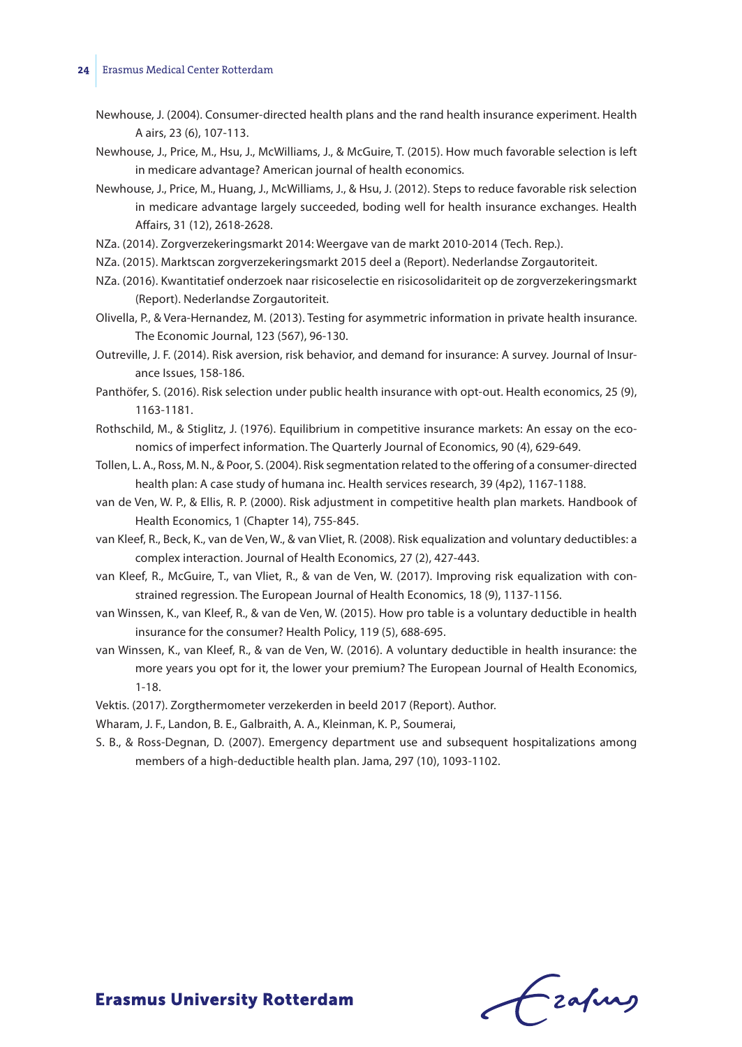Newhouse, J. (2004). Consumer-directed health plans and the rand health insurance experiment. Health A airs, 23 (6), 107-113.

Newhouse, J., Price, M., Hsu, J., McWilliams, J., & McGuire, T. (2015). How much favorable selection is left in medicare advantage? American journal of health economics.

Newhouse, J., Price, M., Huang, J., McWilliams, J., & Hsu, J. (2012). Steps to reduce favorable risk selection in medicare advantage largely succeeded, boding well for health insurance exchanges. Health Affairs, 31 (12), 2618-2628.

NZa. (2014). Zorgverzekeringsmarkt 2014: Weergave van de markt 2010-2014 (Tech. Rep.).

NZa. (2015). Marktscan zorgverzekeringsmarkt 2015 deel a (Report). Nederlandse Zorgautoriteit.

NZa. (2016). Kwantitatief onderzoek naar risicoselectie en risicosolidariteit op de zorgverzekeringsmarkt (Report). Nederlandse Zorgautoriteit.

Olivella, P., & Vera-Hernandez, M. (2013). Testing for asymmetric information in private health insurance. The Economic Journal, 123 (567), 96-130.

Outreville, J. F. (2014). Risk aversion, risk behavior, and demand for insurance: A survey. Journal of Insurance Issues, 158-186.

Panthöfer, S. (2016). Risk selection under public health insurance with opt-out. Health economics, 25 (9), 1163-1181.

Rothschild, M., & Stiglitz, J. (1976). Equilibrium in competitive insurance markets: An essay on the economics of imperfect information. The Quarterly Journal of Economics, 90 (4), 629-649.

Tollen, L. A., Ross, M. N., & Poor, S. (2004). Risk segmentation related to the offering of a consumer-directed health plan: A case study of humana inc. Health services research, 39 (4p2), 1167-1188.

van de Ven, W. P., & Ellis, R. P. (2000). Risk adjustment in competitive health plan markets. Handbook of Health Economics, 1 (Chapter 14), 755-845.

van Kleef, R., Beck, K., van de Ven, W., & van Vliet, R. (2008). Risk equalization and voluntary deductibles: a complex interaction. Journal of Health Economics, 27 (2), 427-443.

van Kleef, R., McGuire, T., van Vliet, R., & van de Ven, W. (2017). Improving risk equalization with constrained regression. The European Journal of Health Economics, 18 (9), 1137-1156.

van Winssen, K., van Kleef, R., & van de Ven, W. (2015). How pro table is a voluntary deductible in health insurance for the consumer? Health Policy, 119 (5), 688-695.

van Winssen, K., van Kleef, R., & van de Ven, W. (2016). A voluntary deductible in health insurance: the more years you opt for it, the lower your premium? The European Journal of Health Economics, 1-18.

Vektis. (2017). Zorgthermometer verzekerden in beeld 2017 (Report). Author.

Wharam, J. F., Landon, B. E., Galbraith, A. A., Kleinman, K. P., Soumerai,

S. B., & Ross-Degnan, D. (2007). Emergency department use and subsequent hospitalizations among members of a high-deductible health plan. Jama, 297 (10), 1093-1102.